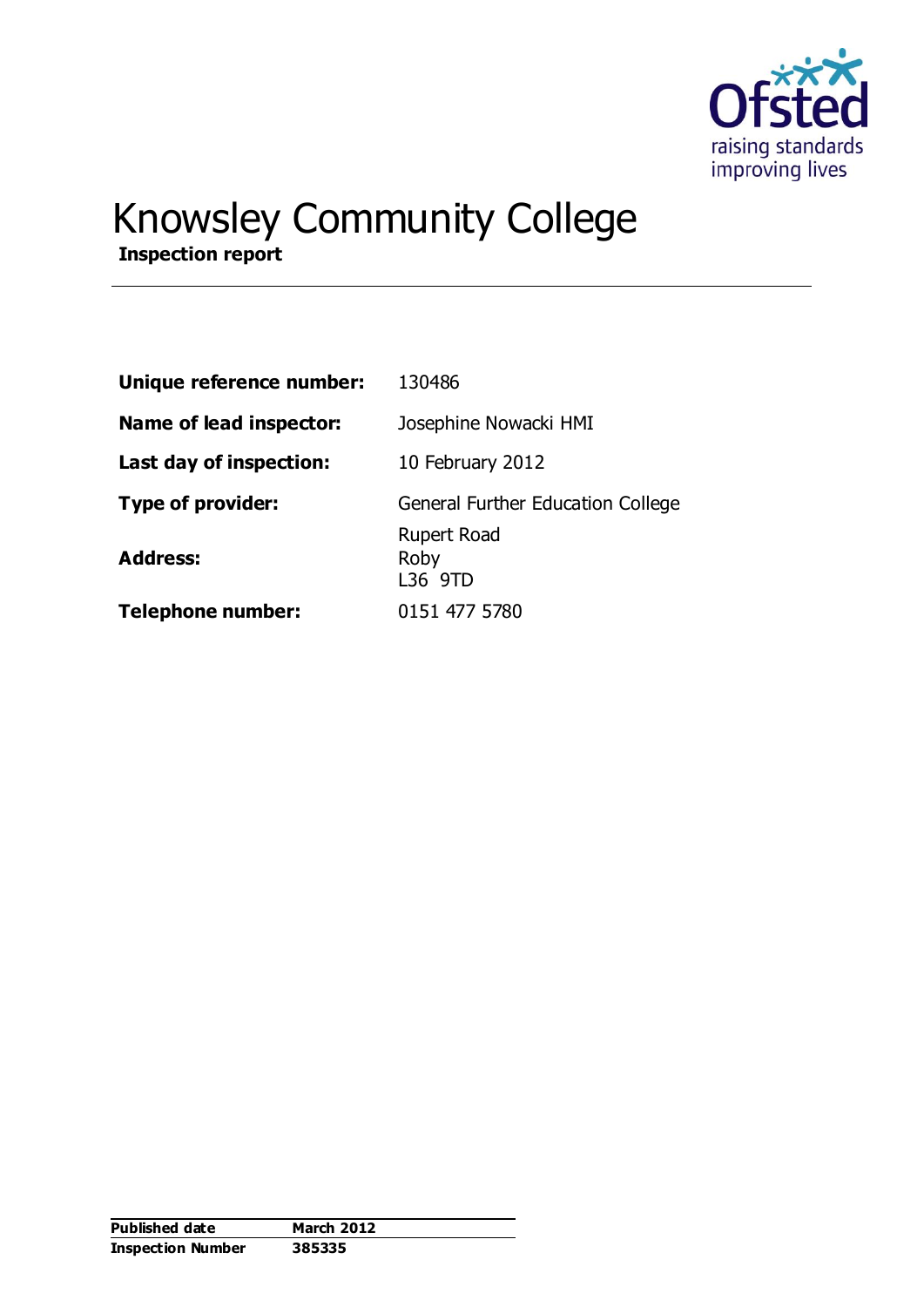# Knowsley Community College

**Inspection report**

| | |
|---|---|
| **Unique reference number:** | 130486 |
| **Name of lead inspector:** | Josephine Nowacki HMI |
| **Last day of inspection:** | 10 February 2012 |
| **Type of provider:** | General Further Education College |
| **Address:** | Rupert Road<br>Roby<br>L36 9TD |
| **Telephone number:** | 0151 477 5780 |

| | |
|---|---|
| **Published date** | **March 2012** |
| **Inspection Number** | **385335** |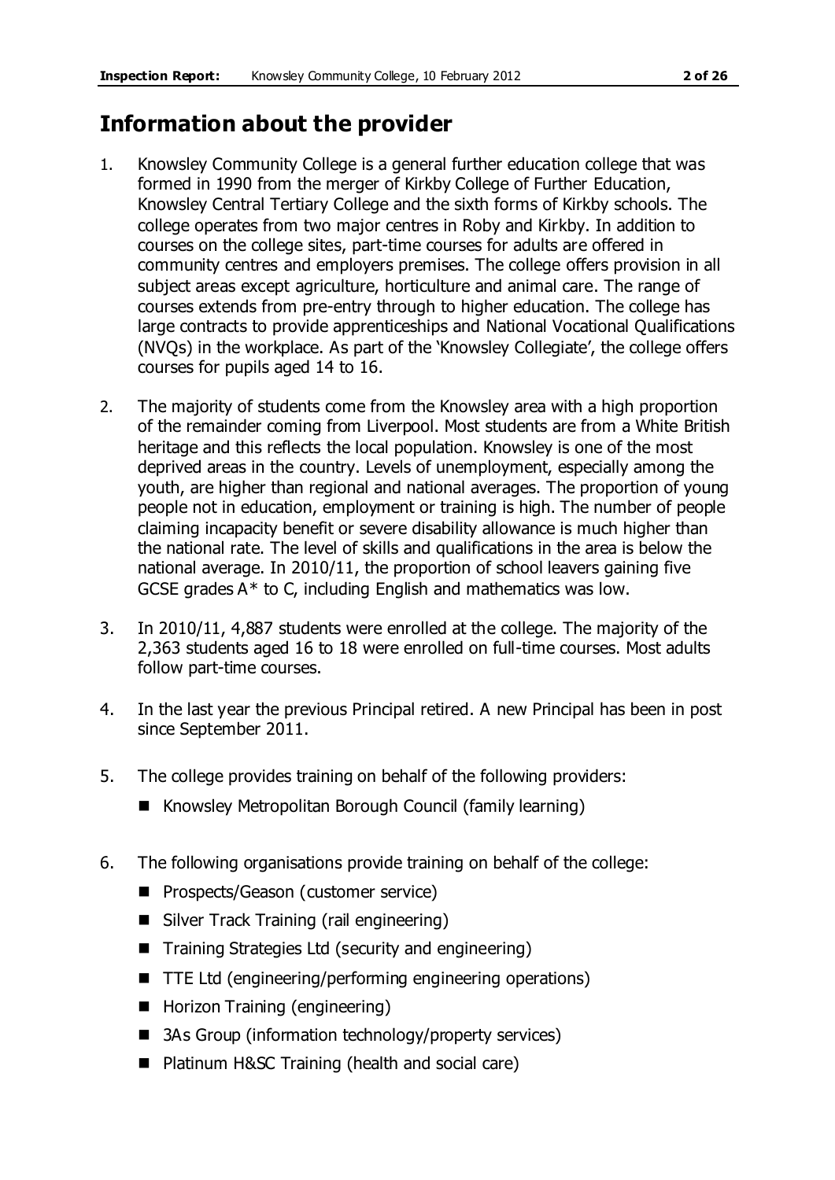## Information about the provider

1. Knowsley Community College is a general further education college that was formed in 1990 from the merger of Kirkby College of Further Education, Knowsley Central Tertiary College and the sixth forms of Kirkby schools. The college operates from two major centres in Roby and Kirkby. In addition to courses on the college sites, part-time courses for adults are offered in community centres and employers premises. The college offers provision in all subject areas except agriculture, horticulture and animal care. The range of courses extends from pre-entry through to higher education. The college has large contracts to provide apprenticeships and National Vocational Qualifications (NVQs) in the workplace. As part of the 'Knowsley Collegiate', the college offers courses for pupils aged 14 to 16.

2. The majority of students come from the Knowsley area with a high proportion of the remainder coming from Liverpool. Most students are from a White British heritage and this reflects the local population. Knowsley is one of the most deprived areas in the country. Levels of unemployment, especially among the youth, are higher than regional and national averages. The proportion of young people not in education, employment or training is high. The number of people claiming incapacity benefit or severe disability allowance is much higher than the national rate. The level of skills and qualifications in the area is below the national average. In 2010/11, the proportion of school leavers gaining five GCSE grades A* to C, including English and mathematics was low.

3. In 2010/11, 4,887 students were enrolled at the college. The majority of the 2,363 students aged 16 to 18 were enrolled on full-time courses. Most adults follow part-time courses.

4. In the last year the previous Principal retired. A new Principal has been in post since September 2011.

5. The college provides training on behalf of the following providers:
   - Knowsley Metropolitan Borough Council (family learning)

6. The following organisations provide training on behalf of the college:
   - Prospects/Geason (customer service)
   - Silver Track Training (rail engineering)
   - Training Strategies Ltd (security and engineering)
   - TTE Ltd (engineering/performing engineering operations)
   - Horizon Training (engineering)
   - 3As Group (information technology/property services)
   - Platinum H&SC Training (health and social care)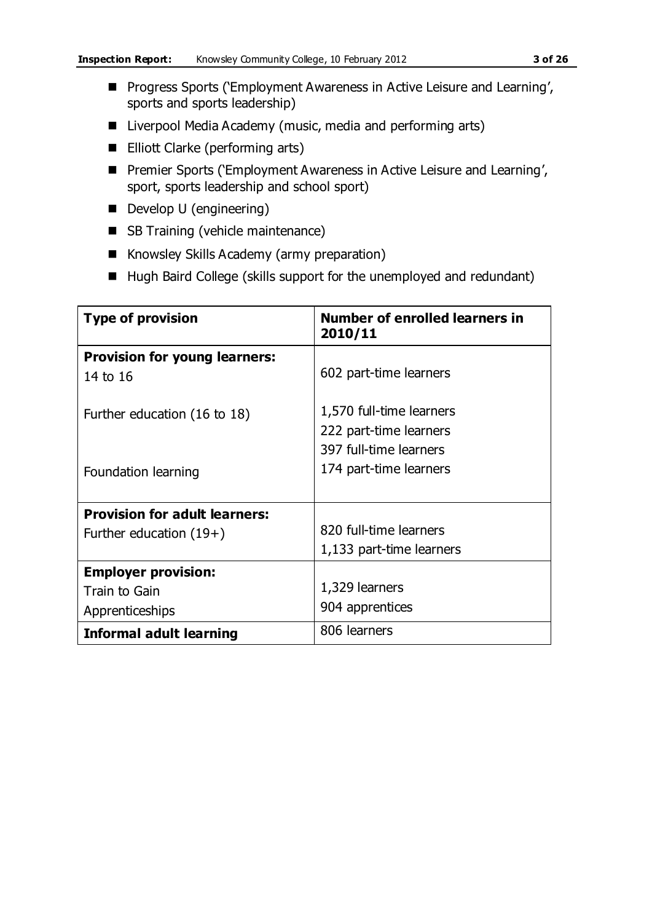- Progress Sports ('Employment Awareness in Active Leisure and Learning', sports and sports leadership)
- Liverpool Media Academy (music, media and performing arts)
- Elliott Clarke (performing arts)
- Premier Sports ('Employment Awareness in Active Leisure and Learning', sport, sports leadership and school sport)
- Develop U (engineering)
- SB Training (vehicle maintenance)
- Knowsley Skills Academy (army preparation)
- Hugh Baird College (skills support for the unemployed and redundant)

| Type of provision | Number of enrolled learners in 2010/11 |
|---|---|
| **Provision for young learners:** | |
| 14 to 16 | 602 part-time learners |
| Further education (16 to 18) | 1,570 full-time learners<br>222 part-time learners |
| Foundation learning | 397 full-time learners<br>174 part-time learners |
| **Provision for adult learners:** | |
| Further education (19+) | 820 full-time learners<br>1,133 part-time learners |
| **Employer provision:** | |
| Train to Gain | 1,329 learners |
| Apprenticeships | 904 apprentices |
| **Informal adult learning** | 806 learners |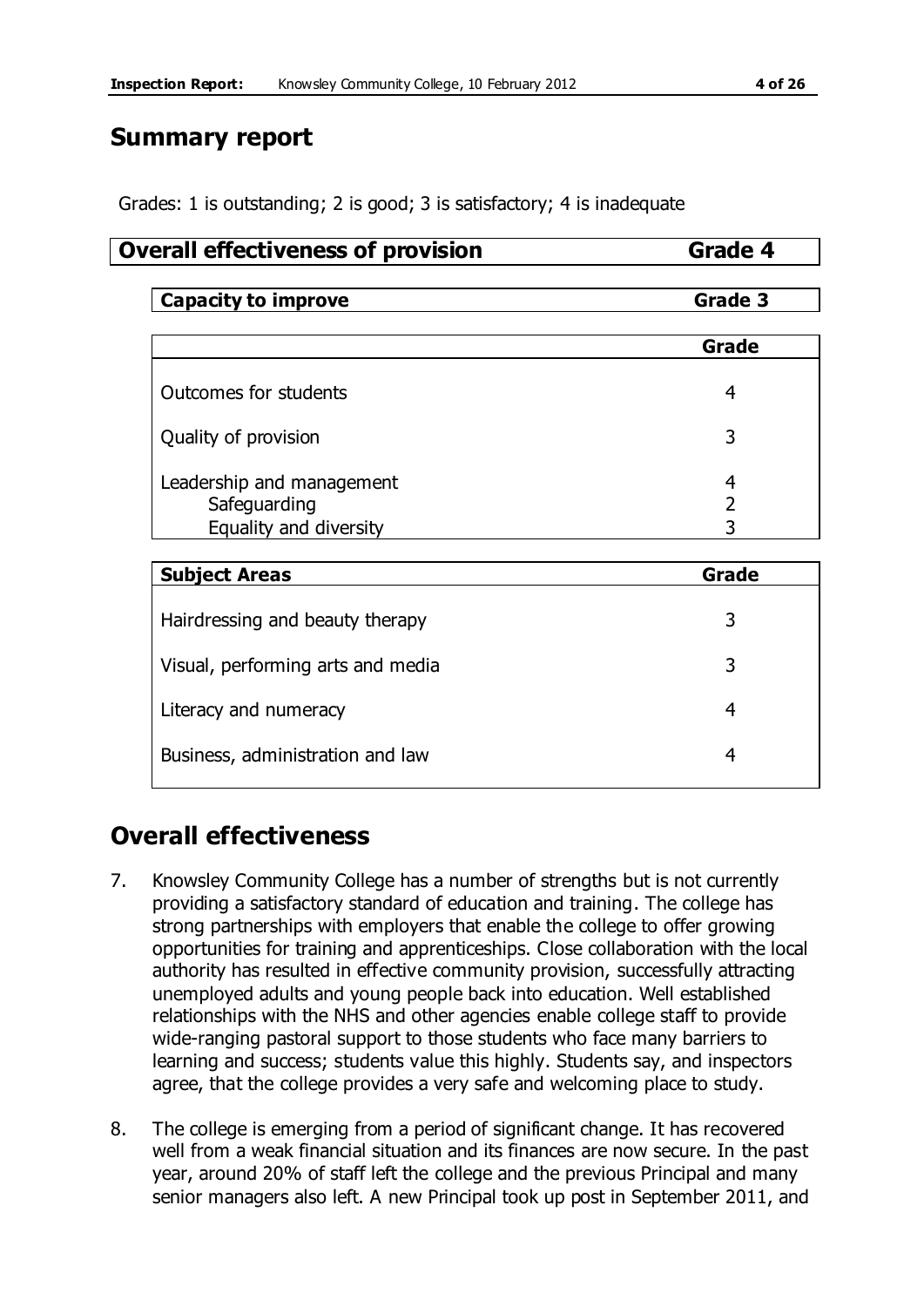## Summary report

Grades: 1 is outstanding; 2 is good; 3 is satisfactory; 4 is inadequate

| **Overall effectiveness of provision** | **Grade 4** |
|---|---|

| **Capacity to improve** | **Grade 3** |
|---|---|

| | **Grade** |
|---|---|
| Outcomes for students | 4 |
| Quality of provision | 3 |
| Leadership and management | 4 |
| Safeguarding | 2 |
| Equality and diversity | 3 |

| **Subject Areas** | **Grade** |
|---|---|
| Hairdressing and beauty therapy | 3 |
| Visual, performing arts and media | 3 |
| Literacy and numeracy | 4 |
| Business, administration and law | 4 |

## Overall effectiveness

7. Knowsley Community College has a number of strengths but is not currently providing a satisfactory standard of education and training. The college has strong partnerships with employers that enable the college to offer growing opportunities for training and apprenticeships. Close collaboration with the local authority has resulted in effective community provision, successfully attracting unemployed adults and young people back into education. Well established relationships with the NHS and other agencies enable college staff to provide wide-ranging pastoral support to those students who face many barriers to learning and success; students value this highly. Students say, and inspectors agree, that the college provides a very safe and welcoming place to study.

8. The college is emerging from a period of significant change. It has recovered well from a weak financial situation and its finances are now secure. In the past year, around 20% of staff left the college and the previous Principal and many senior managers also left. A new Principal took up post in September 2011, and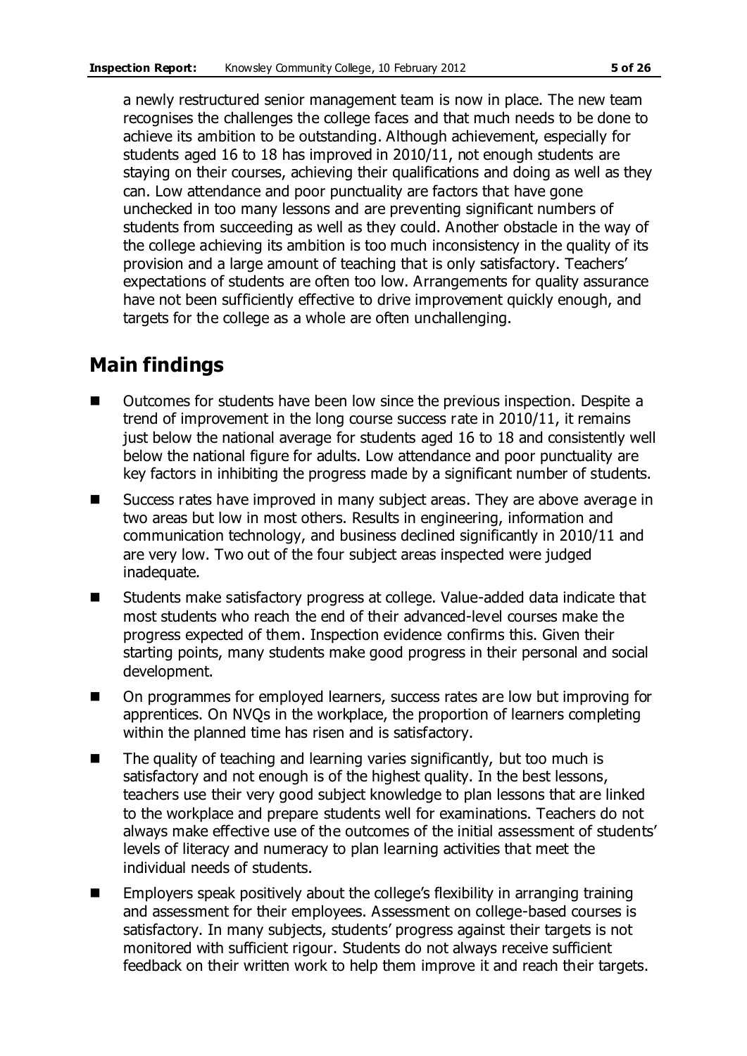a newly restructured senior management team is now in place. The new team recognises the challenges the college faces and that much needs to be done to achieve its ambition to be outstanding. Although achievement, especially for students aged 16 to 18 has improved in 2010/11, not enough students are staying on their courses, achieving their qualifications and doing as well as they can. Low attendance and poor punctuality are factors that have gone unchecked in too many lessons and are preventing significant numbers of students from succeeding as well as they could. Another obstacle in the way of the college achieving its ambition is too much inconsistency in the quality of its provision and a large amount of teaching that is only satisfactory. Teachers' expectations of students are often too low. Arrangements for quality assurance have not been sufficiently effective to drive improvement quickly enough, and targets for the college as a whole are often unchallenging.

## Main findings

- Outcomes for students have been low since the previous inspection. Despite a trend of improvement in the long course success rate in 2010/11, it remains just below the national average for students aged 16 to 18 and consistently well below the national figure for adults. Low attendance and poor punctuality are key factors in inhibiting the progress made by a significant number of students.
- Success rates have improved in many subject areas. They are above average in two areas but low in most others. Results in engineering, information and communication technology, and business declined significantly in 2010/11 and are very low. Two out of the four subject areas inspected were judged inadequate.
- Students make satisfactory progress at college. Value-added data indicate that most students who reach the end of their advanced-level courses make the progress expected of them. Inspection evidence confirms this. Given their starting points, many students make good progress in their personal and social development.
- On programmes for employed learners, success rates are low but improving for apprentices. On NVQs in the workplace, the proportion of learners completing within the planned time has risen and is satisfactory.
- The quality of teaching and learning varies significantly, but too much is satisfactory and not enough is of the highest quality. In the best lessons, teachers use their very good subject knowledge to plan lessons that are linked to the workplace and prepare students well for examinations. Teachers do not always make effective use of the outcomes of the initial assessment of students' levels of literacy and numeracy to plan learning activities that meet the individual needs of students.
- Employers speak positively about the college's flexibility in arranging training and assessment for their employees. Assessment on college-based courses is satisfactory. In many subjects, students' progress against their targets is not monitored with sufficient rigour. Students do not always receive sufficient feedback on their written work to help them improve it and reach their targets.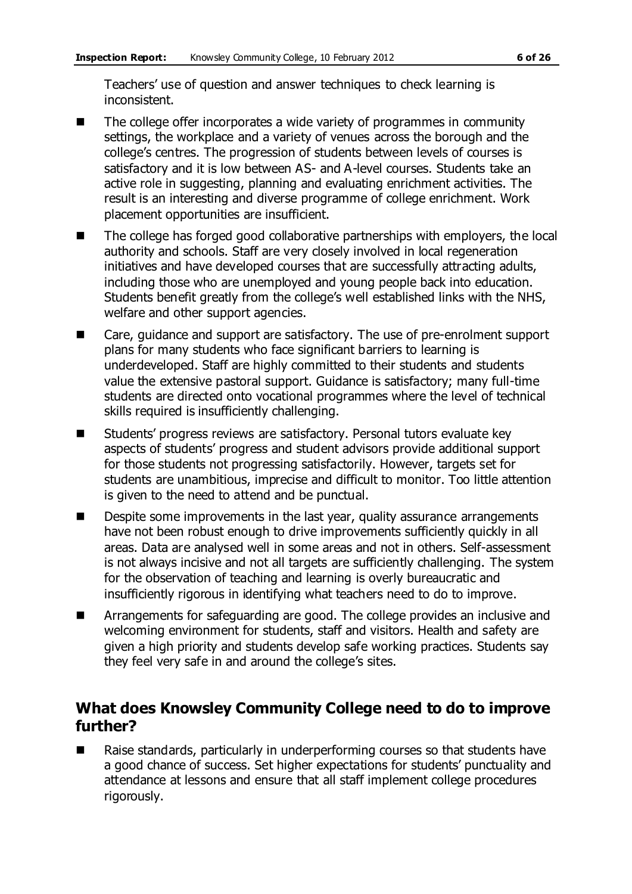Teachers' use of question and answer techniques to check learning is inconsistent.

- The college offer incorporates a wide variety of programmes in community settings, the workplace and a variety of venues across the borough and the college's centres. The progression of students between levels of courses is satisfactory and it is low between AS- and A-level courses. Students take an active role in suggesting, planning and evaluating enrichment activities. The result is an interesting and diverse programme of college enrichment. Work placement opportunities are insufficient.
- The college has forged good collaborative partnerships with employers, the local authority and schools. Staff are very closely involved in local regeneration initiatives and have developed courses that are successfully attracting adults, including those who are unemployed and young people back into education. Students benefit greatly from the college's well established links with the NHS, welfare and other support agencies.
- Care, guidance and support are satisfactory. The use of pre-enrolment support plans for many students who face significant barriers to learning is underdeveloped. Staff are highly committed to their students and students value the extensive pastoral support. Guidance is satisfactory; many full-time students are directed onto vocational programmes where the level of technical skills required is insufficiently challenging.
- Students' progress reviews are satisfactory. Personal tutors evaluate key aspects of students' progress and student advisors provide additional support for those students not progressing satisfactorily. However, targets set for students are unambitious, imprecise and difficult to monitor. Too little attention is given to the need to attend and be punctual.
- Despite some improvements in the last year, quality assurance arrangements have not been robust enough to drive improvements sufficiently quickly in all areas. Data are analysed well in some areas and not in others. Self-assessment is not always incisive and not all targets are sufficiently challenging. The system for the observation of teaching and learning is overly bureaucratic and insufficiently rigorous in identifying what teachers need to do to improve.
- Arrangements for safeguarding are good. The college provides an inclusive and welcoming environment for students, staff and visitors. Health and safety are given a high priority and students develop safe working practices. Students say they feel very safe in and around the college's sites.

## What does Knowsley Community College need to do to improve further?

- Raise standards, particularly in underperforming courses so that students have a good chance of success. Set higher expectations for students' punctuality and attendance at lessons and ensure that all staff implement college procedures rigorously.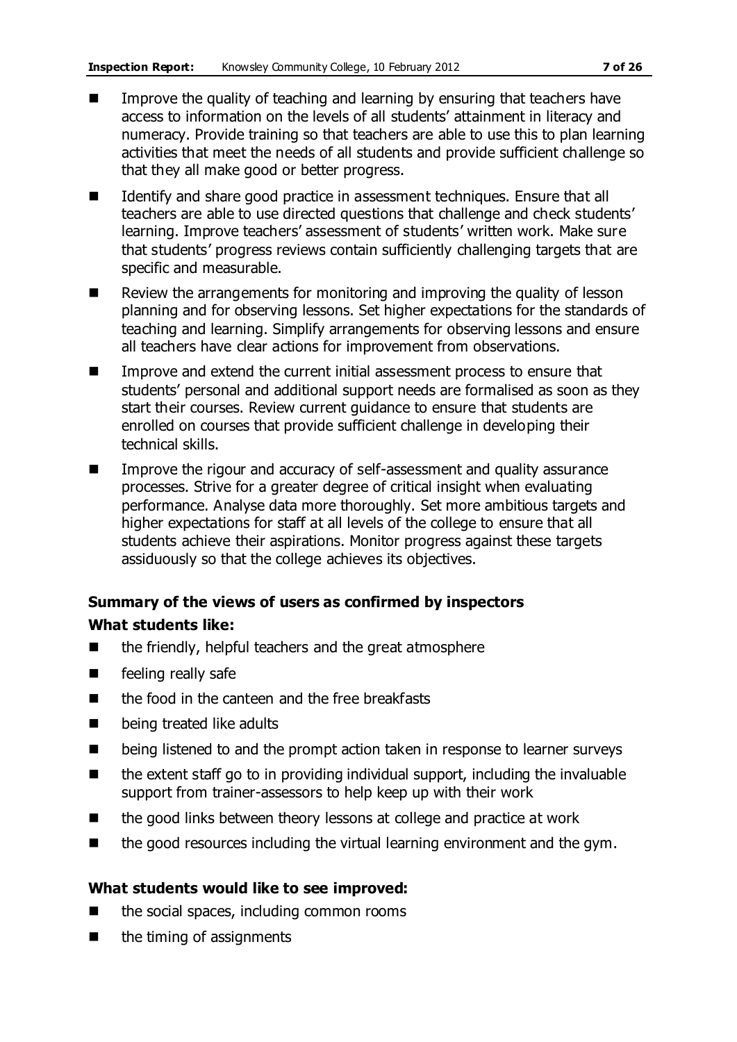- Improve the quality of teaching and learning by ensuring that teachers have access to information on the levels of all students' attainment in literacy and numeracy. Provide training so that teachers are able to use this to plan learning activities that meet the needs of all students and provide sufficient challenge so that they all make good or better progress.
- Identify and share good practice in assessment techniques. Ensure that all teachers are able to use directed questions that challenge and check students' learning. Improve teachers' assessment of students' written work. Make sure that students' progress reviews contain sufficiently challenging targets that are specific and measurable.
- Review the arrangements for monitoring and improving the quality of lesson planning and for observing lessons. Set higher expectations for the standards of teaching and learning. Simplify arrangements for observing lessons and ensure all teachers have clear actions for improvement from observations.
- Improve and extend the current initial assessment process to ensure that students' personal and additional support needs are formalised as soon as they start their courses. Review current guidance to ensure that students are enrolled on courses that provide sufficient challenge in developing their technical skills.
- Improve the rigour and accuracy of self-assessment and quality assurance processes. Strive for a greater degree of critical insight when evaluating performance. Analyse data more thoroughly. Set more ambitious targets and higher expectations for staff at all levels of the college to ensure that all students achieve their aspirations. Monitor progress against these targets assiduously so that the college achieves its objectives.

### Summary of the views of users as confirmed by inspectors

**What students like:**

- the friendly, helpful teachers and the great atmosphere
- feeling really safe
- the food in the canteen and the free breakfasts
- being treated like adults
- being listened to and the prompt action taken in response to learner surveys
- the extent staff go to in providing individual support, including the invaluable support from trainer-assessors to help keep up with their work
- the good links between theory lessons at college and practice at work
- the good resources including the virtual learning environment and the gym.

**What students would like to see improved:**

- the social spaces, including common rooms
- the timing of assignments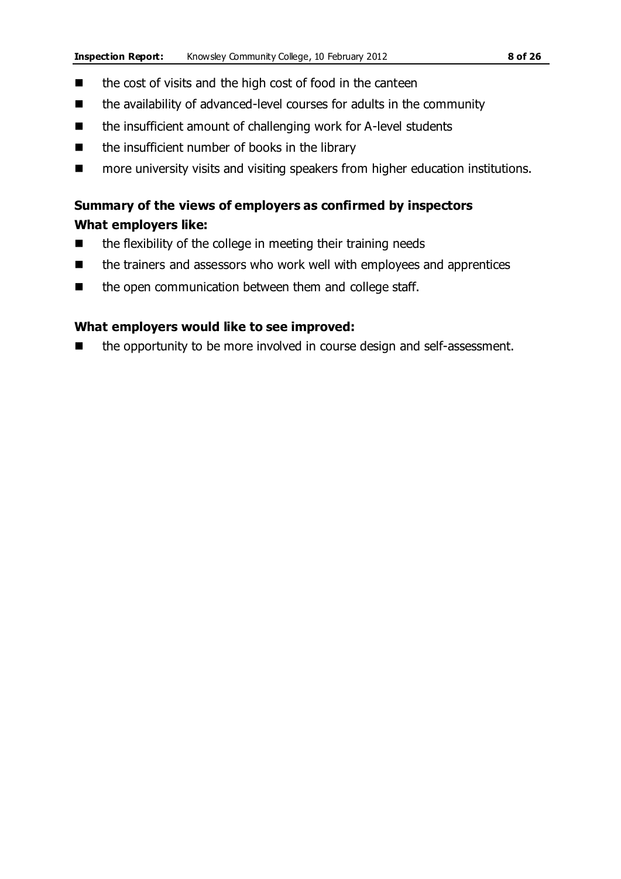- the cost of visits and the high cost of food in the canteen
- the availability of advanced-level courses for adults in the community
- the insufficient amount of challenging work for A-level students
- the insufficient number of books in the library
- more university visits and visiting speakers from higher education institutions.

## Summary of the views of employers as confirmed by inspectors

### What employers like:

- the flexibility of the college in meeting their training needs
- the trainers and assessors who work well with employees and apprentices
- the open communication between them and college staff.

### What employers would like to see improved:

- the opportunity to be more involved in course design and self-assessment.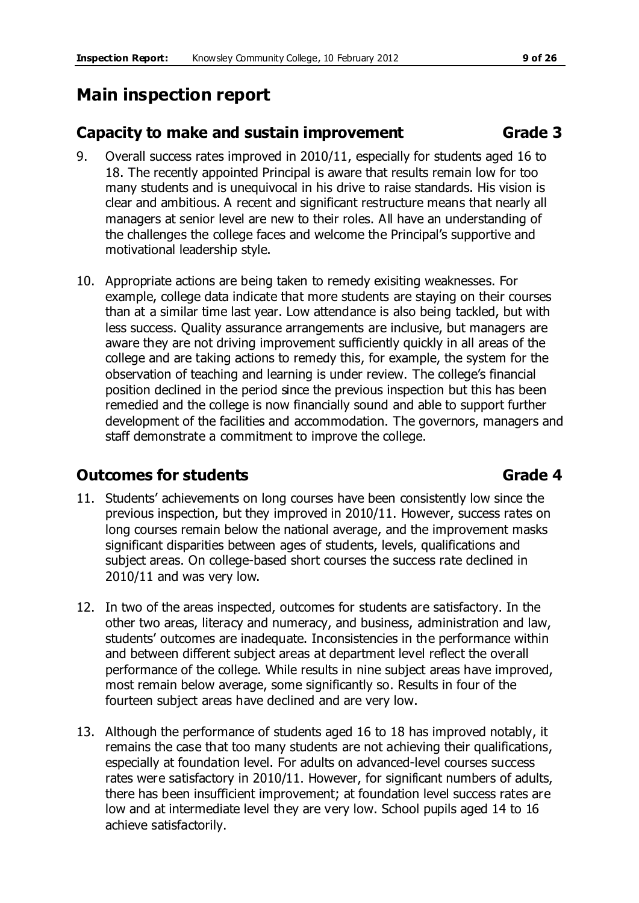# Main inspection report

## Capacity to make and sustain improvement Grade 3

9. Overall success rates improved in 2010/11, especially for students aged 16 to 18. The recently appointed Principal is aware that results remain low for too many students and is unequivocal in his drive to raise standards. His vision is clear and ambitious. A recent and significant restructure means that nearly all managers at senior level are new to their roles. All have an understanding of the challenges the college faces and welcome the Principal's supportive and motivational leadership style.

10. Appropriate actions are being taken to remedy exisiting weaknesses. For example, college data indicate that more students are staying on their courses than at a similar time last year. Low attendance is also being tackled, but with less success. Quality assurance arrangements are inclusive, but managers are aware they are not driving improvement sufficiently quickly in all areas of the college and are taking actions to remedy this, for example, the system for the observation of teaching and learning is under review. The college's financial position declined in the period since the previous inspection but this has been remedied and the college is now financially sound and able to support further development of the facilities and accommodation. The governors, managers and staff demonstrate a commitment to improve the college.

## Outcomes for students Grade 4

11. Students' achievements on long courses have been consistently low since the previous inspection, but they improved in 2010/11. However, success rates on long courses remain below the national average, and the improvement masks significant disparities between ages of students, levels, qualifications and subject areas. On college-based short courses the success rate declined in 2010/11 and was very low.

12. In two of the areas inspected, outcomes for students are satisfactory. In the other two areas, literacy and numeracy, and business, administration and law, students' outcomes are inadequate. Inconsistencies in the performance within and between different subject areas at department level reflect the overall performance of the college. While results in nine subject areas have improved, most remain below average, some significantly so. Results in four of the fourteen subject areas have declined and are very low.

13. Although the performance of students aged 16 to 18 has improved notably, it remains the case that too many students are not achieving their qualifications, especially at foundation level. For adults on advanced-level courses success rates were satisfactory in 2010/11. However, for significant numbers of adults, there has been insufficient improvement; at foundation level success rates are low and at intermediate level they are very low. School pupils aged 14 to 16 achieve satisfactorily.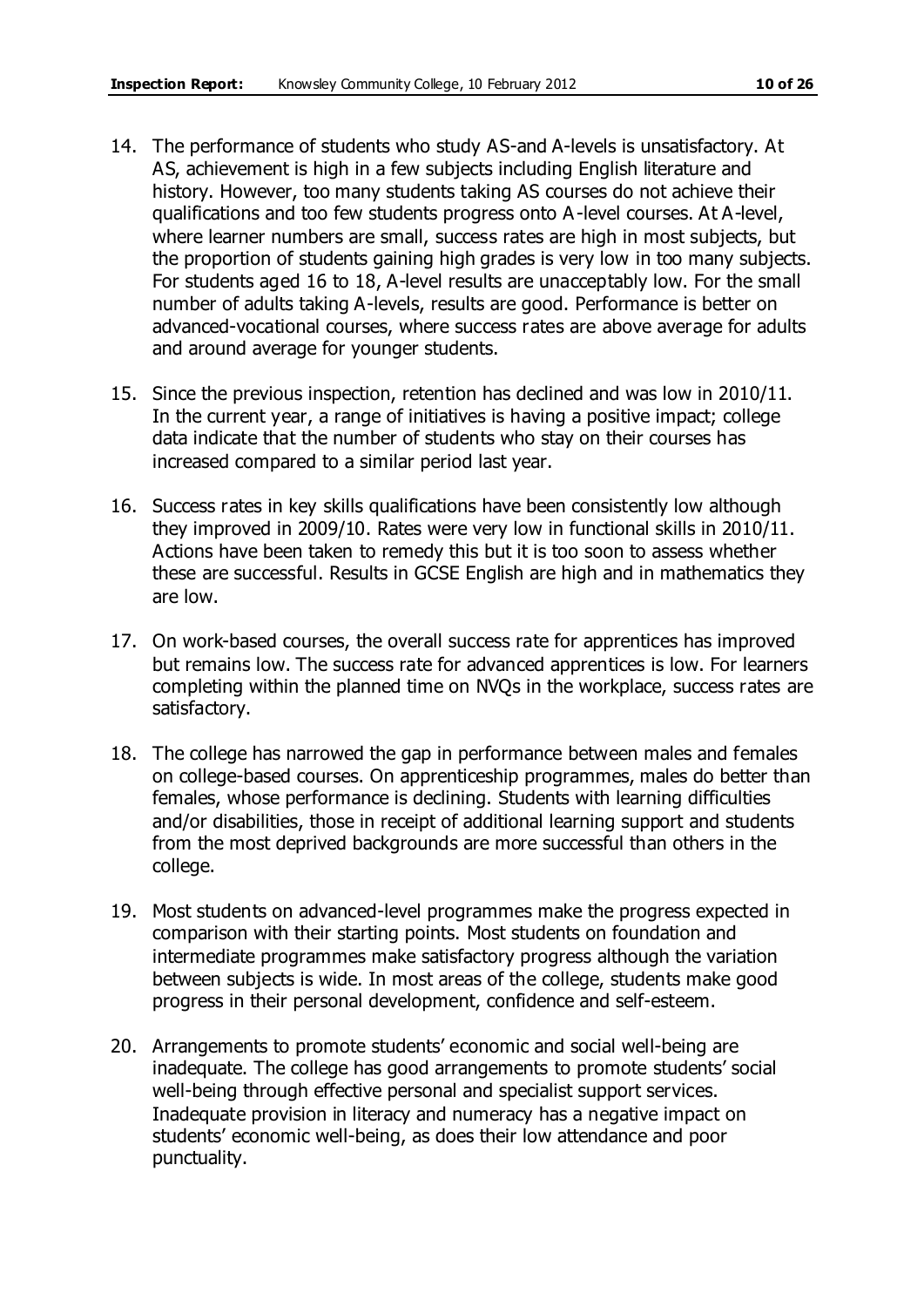14. The performance of students who study AS-and A-levels is unsatisfactory. At AS, achievement is high in a few subjects including English literature and history. However, too many students taking AS courses do not achieve their qualifications and too few students progress onto A-level courses. At A-level, where learner numbers are small, success rates are high in most subjects, but the proportion of students gaining high grades is very low in too many subjects. For students aged 16 to 18, A-level results are unacceptably low. For the small number of adults taking A-levels, results are good. Performance is better on advanced-vocational courses, where success rates are above average for adults and around average for younger students.

15. Since the previous inspection, retention has declined and was low in 2010/11. In the current year, a range of initiatives is having a positive impact; college data indicate that the number of students who stay on their courses has increased compared to a similar period last year.

16. Success rates in key skills qualifications have been consistently low although they improved in 2009/10. Rates were very low in functional skills in 2010/11. Actions have been taken to remedy this but it is too soon to assess whether these are successful. Results in GCSE English are high and in mathematics they are low.

17. On work-based courses, the overall success rate for apprentices has improved but remains low. The success rate for advanced apprentices is low. For learners completing within the planned time on NVQs in the workplace, success rates are satisfactory.

18. The college has narrowed the gap in performance between males and females on college-based courses. On apprenticeship programmes, males do better than females, whose performance is declining. Students with learning difficulties and/or disabilities, those in receipt of additional learning support and students from the most deprived backgrounds are more successful than others in the college.

19. Most students on advanced-level programmes make the progress expected in comparison with their starting points. Most students on foundation and intermediate programmes make satisfactory progress although the variation between subjects is wide. In most areas of the college, students make good progress in their personal development, confidence and self-esteem.

20. Arrangements to promote students' economic and social well-being are inadequate. The college has good arrangements to promote students' social well-being through effective personal and specialist support services. Inadequate provision in literacy and numeracy has a negative impact on students' economic well-being, as does their low attendance and poor punctuality.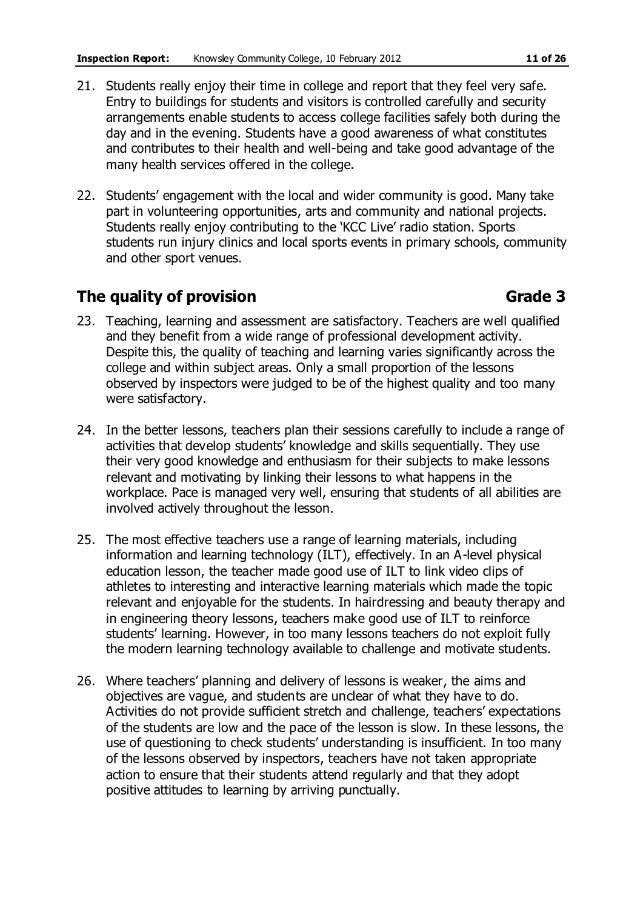21. Students really enjoy their time in college and report that they feel very safe. Entry to buildings for students and visitors is controlled carefully and security arrangements enable students to access college facilities safely both during the day and in the evening. Students have a good awareness of what constitutes and contributes to their health and well-being and take good advantage of the many health services offered in the college.

22. Students' engagement with the local and wider community is good. Many take part in volunteering opportunities, arts and community and national projects. Students really enjoy contributing to the 'KCC Live' radio station. Sports students run injury clinics and local sports events in primary schools, community and other sport venues.

## The quality of provision Grade 3

23. Teaching, learning and assessment are satisfactory. Teachers are well qualified and they benefit from a wide range of professional development activity. Despite this, the quality of teaching and learning varies significantly across the college and within subject areas. Only a small proportion of the lessons observed by inspectors were judged to be of the highest quality and too many were satisfactory.

24. In the better lessons, teachers plan their sessions carefully to include a range of activities that develop students' knowledge and skills sequentially. They use their very good knowledge and enthusiasm for their subjects to make lessons relevant and motivating by linking their lessons to what happens in the workplace. Pace is managed very well, ensuring that students of all abilities are involved actively throughout the lesson.

25. The most effective teachers use a range of learning materials, including information and learning technology (ILT), effectively. In an A-level physical education lesson, the teacher made good use of ILT to link video clips of athletes to interesting and interactive learning materials which made the topic relevant and enjoyable for the students. In hairdressing and beauty therapy and in engineering theory lessons, teachers make good use of ILT to reinforce students' learning. However, in too many lessons teachers do not exploit fully the modern learning technology available to challenge and motivate students.

26. Where teachers' planning and delivery of lessons is weaker, the aims and objectives are vague, and students are unclear of what they have to do. Activities do not provide sufficient stretch and challenge, teachers' expectations of the students are low and the pace of the lesson is slow. In these lessons, the use of questioning to check students' understanding is insufficient. In too many of the lessons observed by inspectors, teachers have not taken appropriate action to ensure that their students attend regularly and that they adopt positive attitudes to learning by arriving punctually.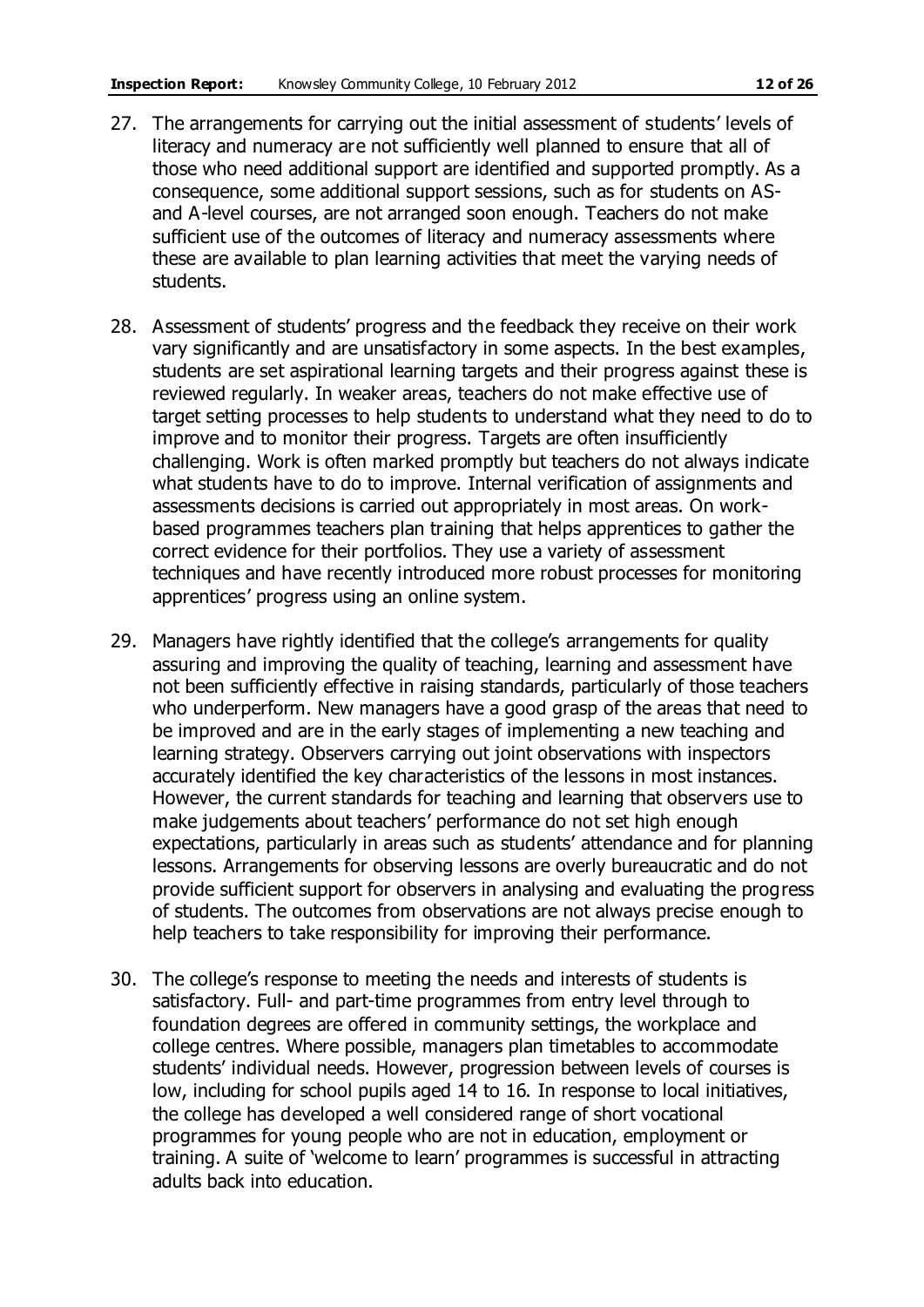27. The arrangements for carrying out the initial assessment of students' levels of literacy and numeracy are not sufficiently well planned to ensure that all of those who need additional support are identified and supported promptly. As a consequence, some additional support sessions, such as for students on AS- and A-level courses, are not arranged soon enough. Teachers do not make sufficient use of the outcomes of literacy and numeracy assessments where these are available to plan learning activities that meet the varying needs of students.

28. Assessment of students' progress and the feedback they receive on their work vary significantly and are unsatisfactory in some aspects. In the best examples, students are set aspirational learning targets and their progress against these is reviewed regularly. In weaker areas, teachers do not make effective use of target setting processes to help students to understand what they need to do to improve and to monitor their progress. Targets are often insufficiently challenging. Work is often marked promptly but teachers do not always indicate what students have to do to improve. Internal verification of assignments and assessments decisions is carried out appropriately in most areas. On work-based programmes teachers plan training that helps apprentices to gather the correct evidence for their portfolios. They use a variety of assessment techniques and have recently introduced more robust processes for monitoring apprentices' progress using an online system.

29. Managers have rightly identified that the college's arrangements for quality assuring and improving the quality of teaching, learning and assessment have not been sufficiently effective in raising standards, particularly of those teachers who underperform. New managers have a good grasp of the areas that need to be improved and are in the early stages of implementing a new teaching and learning strategy. Observers carrying out joint observations with inspectors accurately identified the key characteristics of the lessons in most instances. However, the current standards for teaching and learning that observers use to make judgements about teachers' performance do not set high enough expectations, particularly in areas such as students' attendance and for planning lessons. Arrangements for observing lessons are overly bureaucratic and do not provide sufficient support for observers in analysing and evaluating the progress of students. The outcomes from observations are not always precise enough to help teachers to take responsibility for improving their performance.

30. The college's response to meeting the needs and interests of students is satisfactory. Full- and part-time programmes from entry level through to foundation degrees are offered in community settings, the workplace and college centres. Where possible, managers plan timetables to accommodate students' individual needs. However, progression between levels of courses is low, including for school pupils aged 14 to 16. In response to local initiatives, the college has developed a well considered range of short vocational programmes for young people who are not in education, employment or training. A suite of 'welcome to learn' programmes is successful in attracting adults back into education.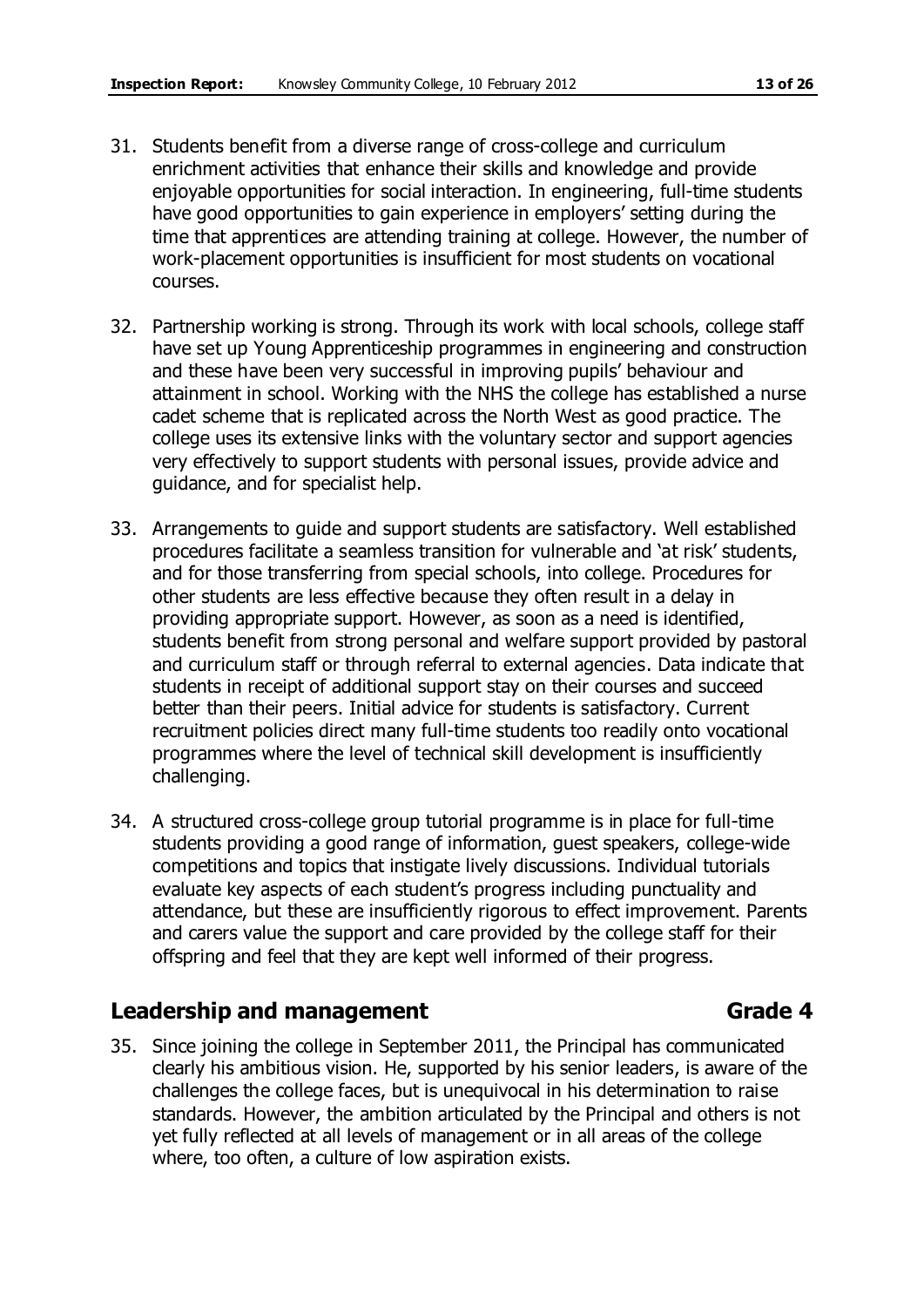31. Students benefit from a diverse range of cross-college and curriculum enrichment activities that enhance their skills and knowledge and provide enjoyable opportunities for social interaction. In engineering, full-time students have good opportunities to gain experience in employers' setting during the time that apprentices are attending training at college. However, the number of work-placement opportunities is insufficient for most students on vocational courses.

32. Partnership working is strong. Through its work with local schools, college staff have set up Young Apprenticeship programmes in engineering and construction and these have been very successful in improving pupils' behaviour and attainment in school. Working with the NHS the college has established a nurse cadet scheme that is replicated across the North West as good practice. The college uses its extensive links with the voluntary sector and support agencies very effectively to support students with personal issues, provide advice and guidance, and for specialist help.

33. Arrangements to guide and support students are satisfactory. Well established procedures facilitate a seamless transition for vulnerable and 'at risk' students, and for those transferring from special schools, into college. Procedures for other students are less effective because they often result in a delay in providing appropriate support. However, as soon as a need is identified, students benefit from strong personal and welfare support provided by pastoral and curriculum staff or through referral to external agencies. Data indicate that students in receipt of additional support stay on their courses and succeed better than their peers. Initial advice for students is satisfactory. Current recruitment policies direct many full-time students too readily onto vocational programmes where the level of technical skill development is insufficiently challenging.

34. A structured cross-college group tutorial programme is in place for full-time students providing a good range of information, guest speakers, college-wide competitions and topics that instigate lively discussions. Individual tutorials evaluate key aspects of each student's progress including punctuality and attendance, but these are insufficiently rigorous to effect improvement. Parents and carers value the support and care provided by the college staff for their offspring and feel that they are kept well informed of their progress.

## Leadership and management — Grade 4

35. Since joining the college in September 2011, the Principal has communicated clearly his ambitious vision. He, supported by his senior leaders, is aware of the challenges the college faces, but is unequivocal in his determination to raise standards. However, the ambition articulated by the Principal and others is not yet fully reflected at all levels of management or in all areas of the college where, too often, a culture of low aspiration exists.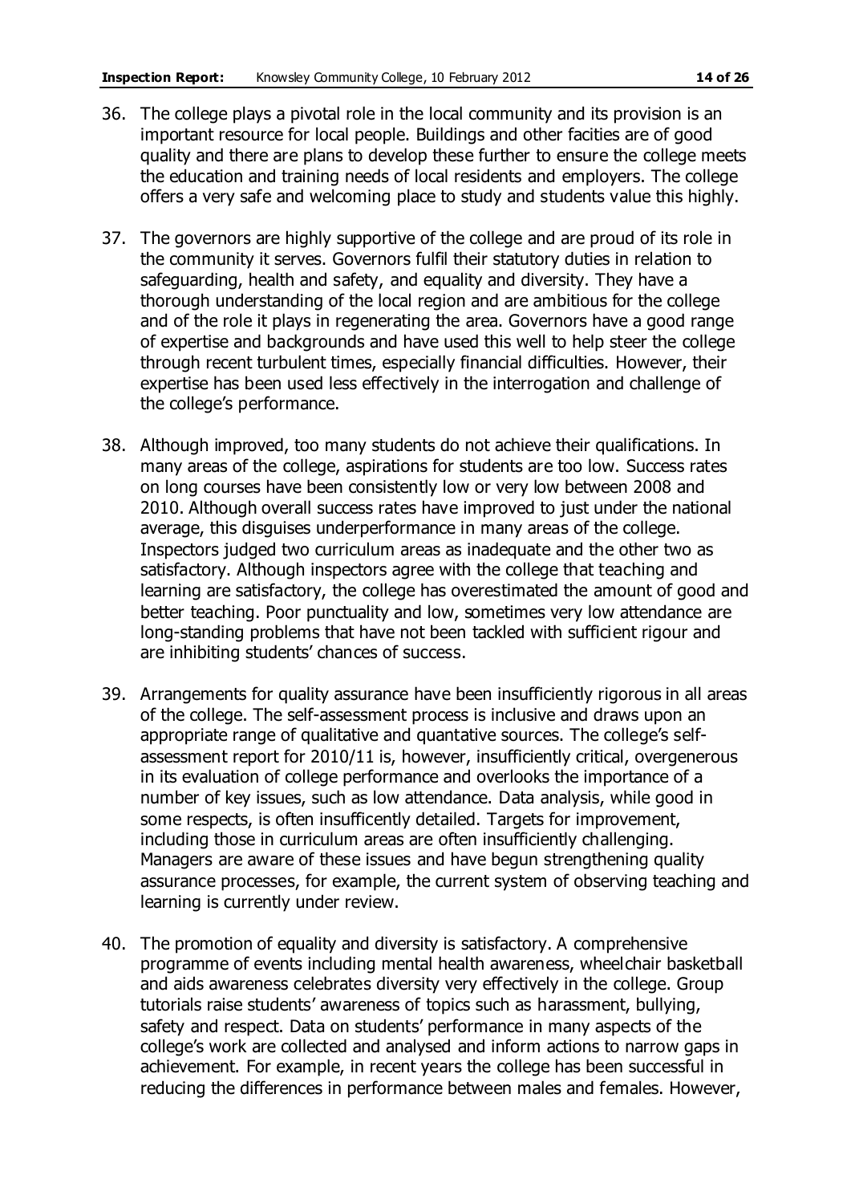36. The college plays a pivotal role in the local community and its provision is an important resource for local people. Buildings and other facities are of good quality and there are plans to develop these further to ensure the college meets the education and training needs of local residents and employers. The college offers a very safe and welcoming place to study and students value this highly.

37. The governors are highly supportive of the college and are proud of its role in the community it serves. Governors fulfil their statutory duties in relation to safeguarding, health and safety, and equality and diversity. They have a thorough understanding of the local region and are ambitious for the college and of the role it plays in regenerating the area. Governors have a good range of expertise and backgrounds and have used this well to help steer the college through recent turbulent times, especially financial difficulties. However, their expertise has been used less effectively in the interrogation and challenge of the college's performance.

38. Although improved, too many students do not achieve their qualifications. In many areas of the college, aspirations for students are too low. Success rates on long courses have been consistently low or very low between 2008 and 2010. Although overall success rates have improved to just under the national average, this disguises underperformance in many areas of the college. Inspectors judged two curriculum areas as inadequate and the other two as satisfactory. Although inspectors agree with the college that teaching and learning are satisfactory, the college has overestimated the amount of good and better teaching. Poor punctuality and low, sometimes very low attendance are long-standing problems that have not been tackled with sufficient rigour and are inhibiting students' chances of success.

39. Arrangements for quality assurance have been insufficiently rigorous in all areas of the college. The self-assessment process is inclusive and draws upon an appropriate range of qualitative and quantative sources. The college's self-assessment report for 2010/11 is, however, insufficiently critical, overgenerous in its evaluation of college performance and overlooks the importance of a number of key issues, such as low attendance. Data analysis, while good in some respects, is often insufficently detailed. Targets for improvement, including those in curriculum areas are often insufficiently challenging. Managers are aware of these issues and have begun strengthening quality assurance processes, for example, the current system of observing teaching and learning is currently under review.

40. The promotion of equality and diversity is satisfactory. A comprehensive programme of events including mental health awareness, wheelchair basketball and aids awareness celebrates diversity very effectively in the college. Group tutorials raise students' awareness of topics such as harassment, bullying, safety and respect. Data on students' performance in many aspects of the college's work are collected and analysed and inform actions to narrow gaps in achievement. For example, in recent years the college has been successful in reducing the differences in performance between males and females. However,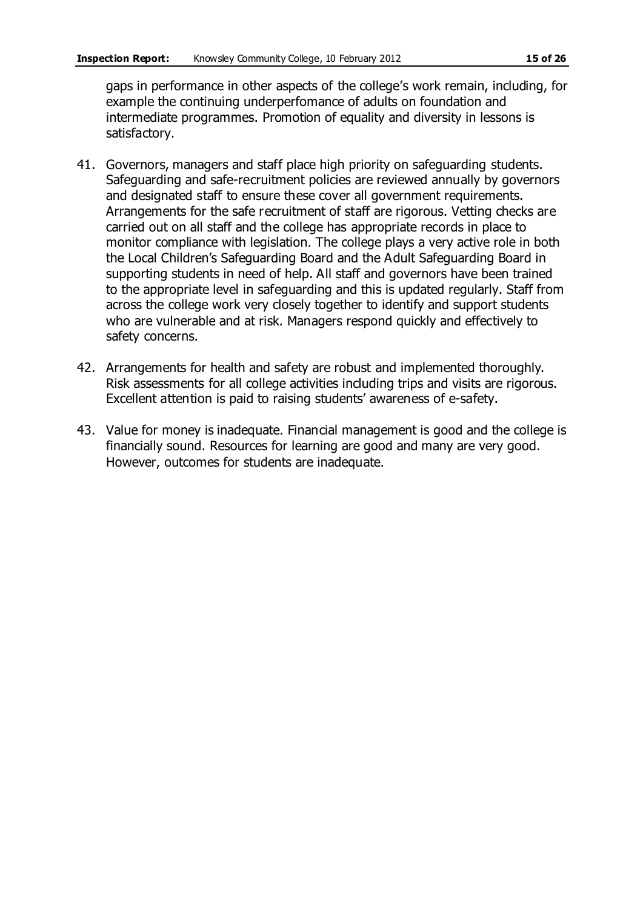gaps in performance in other aspects of the college's work remain, including, for example the continuing underperfomance of adults on foundation and intermediate programmes. Promotion of equality and diversity in lessons is satisfactory.

41. Governors, managers and staff place high priority on safeguarding students. Safeguarding and safe-recruitment policies are reviewed annually by governors and designated staff to ensure these cover all government requirements. Arrangements for the safe recruitment of staff are rigorous. Vetting checks are carried out on all staff and the college has appropriate records in place to monitor compliance with legislation. The college plays a very active role in both the Local Children's Safeguarding Board and the Adult Safeguarding Board in supporting students in need of help. All staff and governors have been trained to the appropriate level in safeguarding and this is updated regularly. Staff from across the college work very closely together to identify and support students who are vulnerable and at risk. Managers respond quickly and effectively to safety concerns.

42. Arrangements for health and safety are robust and implemented thoroughly. Risk assessments for all college activities including trips and visits are rigorous. Excellent attention is paid to raising students' awareness of e-safety.

43. Value for money is inadequate. Financial management is good and the college is financially sound. Resources for learning are good and many are very good. However, outcomes for students are inadequate.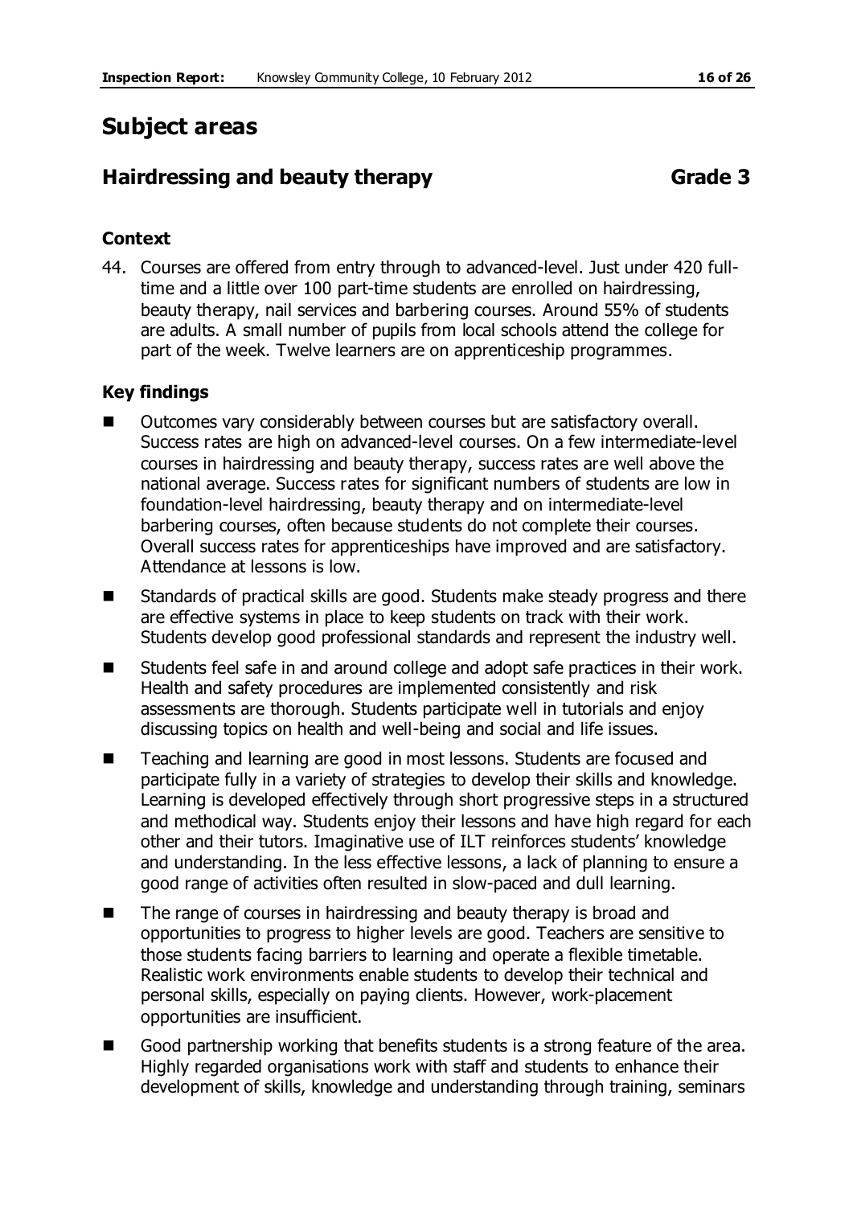# Subject areas

## Hairdressing and beauty therapy Grade 3

### Context

44. Courses are offered from entry through to advanced-level. Just under 420 full-time and a little over 100 part-time students are enrolled on hairdressing, beauty therapy, nail services and barbering courses. Around 55% of students are adults. A small number of pupils from local schools attend the college for part of the week. Twelve learners are on apprenticeship programmes.

### Key findings

- Outcomes vary considerably between courses but are satisfactory overall. Success rates are high on advanced-level courses. On a few intermediate-level courses in hairdressing and beauty therapy, success rates are well above the national average. Success rates for significant numbers of students are low in foundation-level hairdressing, beauty therapy and on intermediate-level barbering courses, often because students do not complete their courses. Overall success rates for apprenticeships have improved and are satisfactory. Attendance at lessons is low.
- Standards of practical skills are good. Students make steady progress and there are effective systems in place to keep students on track with their work. Students develop good professional standards and represent the industry well.
- Students feel safe in and around college and adopt safe practices in their work. Health and safety procedures are implemented consistently and risk assessments are thorough. Students participate well in tutorials and enjoy discussing topics on health and well-being and social and life issues.
- Teaching and learning are good in most lessons. Students are focused and participate fully in a variety of strategies to develop their skills and knowledge. Learning is developed effectively through short progressive steps in a structured and methodical way. Students enjoy their lessons and have high regard for each other and their tutors. Imaginative use of ILT reinforces students' knowledge and understanding. In the less effective lessons, a lack of planning to ensure a good range of activities often resulted in slow-paced and dull learning.
- The range of courses in hairdressing and beauty therapy is broad and opportunities to progress to higher levels are good. Teachers are sensitive to those students facing barriers to learning and operate a flexible timetable. Realistic work environments enable students to develop their technical and personal skills, especially on paying clients. However, work-placement opportunities are insufficient.
- Good partnership working that benefits students is a strong feature of the area. Highly regarded organisations work with staff and students to enhance their development of skills, knowledge and understanding through training, seminars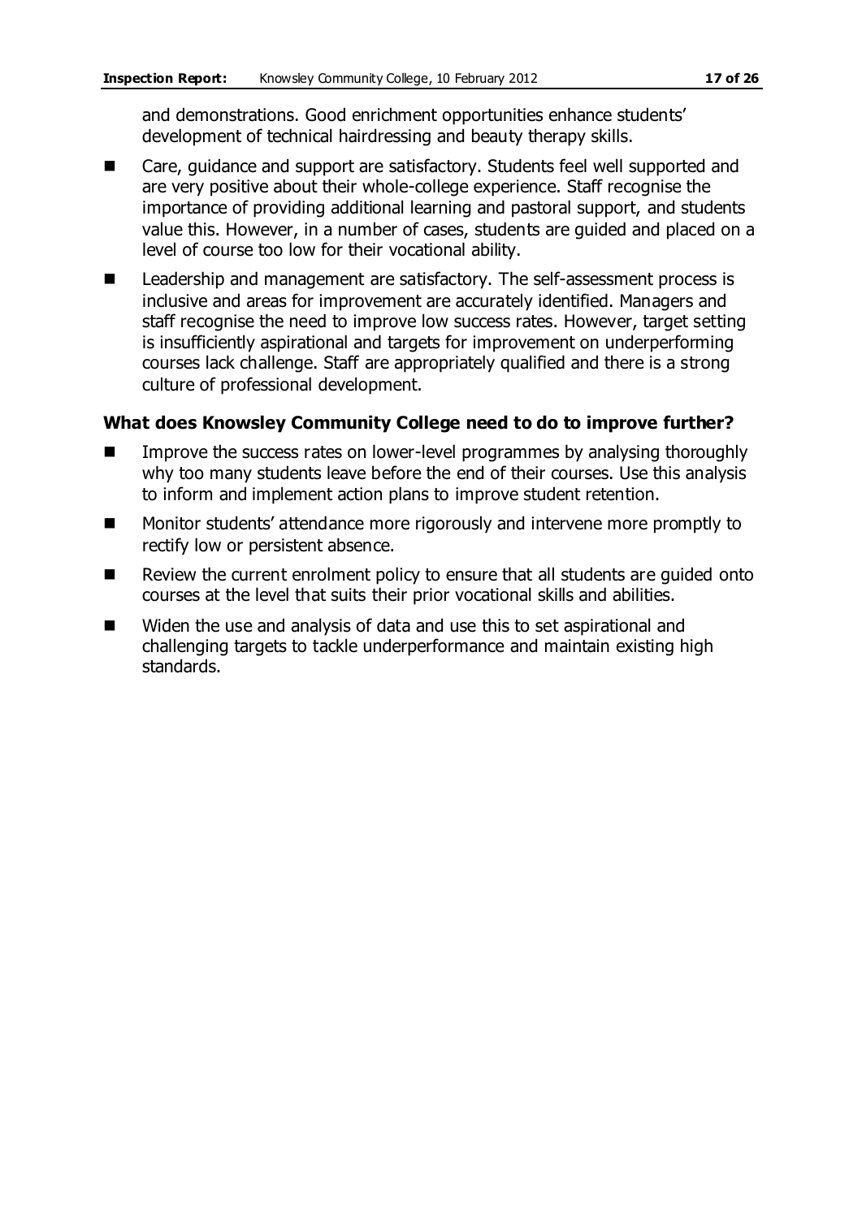and demonstrations. Good enrichment opportunities enhance students' development of technical hairdressing and beauty therapy skills.

- Care, guidance and support are satisfactory. Students feel well supported and are very positive about their whole-college experience. Staff recognise the importance of providing additional learning and pastoral support, and students value this. However, in a number of cases, students are guided and placed on a level of course too low for their vocational ability.
- Leadership and management are satisfactory. The self-assessment process is inclusive and areas for improvement are accurately identified. Managers and staff recognise the need to improve low success rates. However, target setting is insufficiently aspirational and targets for improvement on underperforming courses lack challenge. Staff are appropriately qualified and there is a strong culture of professional development.

### What does Knowsley Community College need to do to improve further?

- Improve the success rates on lower-level programmes by analysing thoroughly why too many students leave before the end of their courses. Use this analysis to inform and implement action plans to improve student retention.
- Monitor students' attendance more rigorously and intervene more promptly to rectify low or persistent absence.
- Review the current enrolment policy to ensure that all students are guided onto courses at the level that suits their prior vocational skills and abilities.
- Widen the use and analysis of data and use this to set aspirational and challenging targets to tackle underperformance and maintain existing high standards.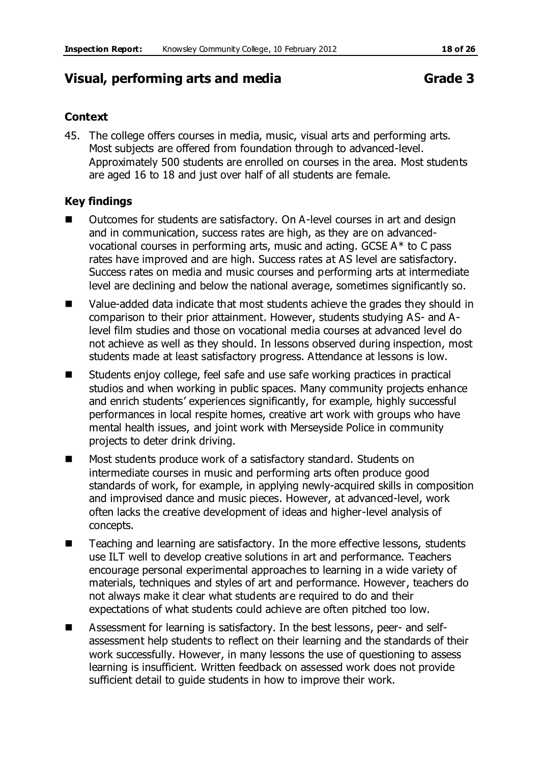## Visual, performing arts and media Grade 3

### Context

45. The college offers courses in media, music, visual arts and performing arts. Most subjects are offered from foundation through to advanced-level. Approximately 500 students are enrolled on courses in the area. Most students are aged 16 to 18 and just over half of all students are female.

### Key findings

- Outcomes for students are satisfactory. On A-level courses in art and design and in communication, success rates are high, as they are on advanced-vocational courses in performing arts, music and acting. GCSE A* to C pass rates have improved and are high. Success rates at AS level are satisfactory. Success rates on media and music courses and performing arts at intermediate level are declining and below the national average, sometimes significantly so.
- Value-added data indicate that most students achieve the grades they should in comparison to their prior attainment. However, students studying AS- and A-level film studies and those on vocational media courses at advanced level do not achieve as well as they should. In lessons observed during inspection, most students made at least satisfactory progress. Attendance at lessons is low.
- Students enjoy college, feel safe and use safe working practices in practical studios and when working in public spaces. Many community projects enhance and enrich students' experiences significantly, for example, highly successful performances in local respite homes, creative art work with groups who have mental health issues, and joint work with Merseyside Police in community projects to deter drink driving.
- Most students produce work of a satisfactory standard. Students on intermediate courses in music and performing arts often produce good standards of work, for example, in applying newly-acquired skills in composition and improvised dance and music pieces. However, at advanced-level, work often lacks the creative development of ideas and higher-level analysis of concepts.
- Teaching and learning are satisfactory. In the more effective lessons, students use ILT well to develop creative solutions in art and performance. Teachers encourage personal experimental approaches to learning in a wide variety of materials, techniques and styles of art and performance. However, teachers do not always make it clear what students are required to do and their expectations of what students could achieve are often pitched too low.
- Assessment for learning is satisfactory. In the best lessons, peer- and self-assessment help students to reflect on their learning and the standards of their work successfully. However, in many lessons the use of questioning to assess learning is insufficient. Written feedback on assessed work does not provide sufficient detail to guide students in how to improve their work.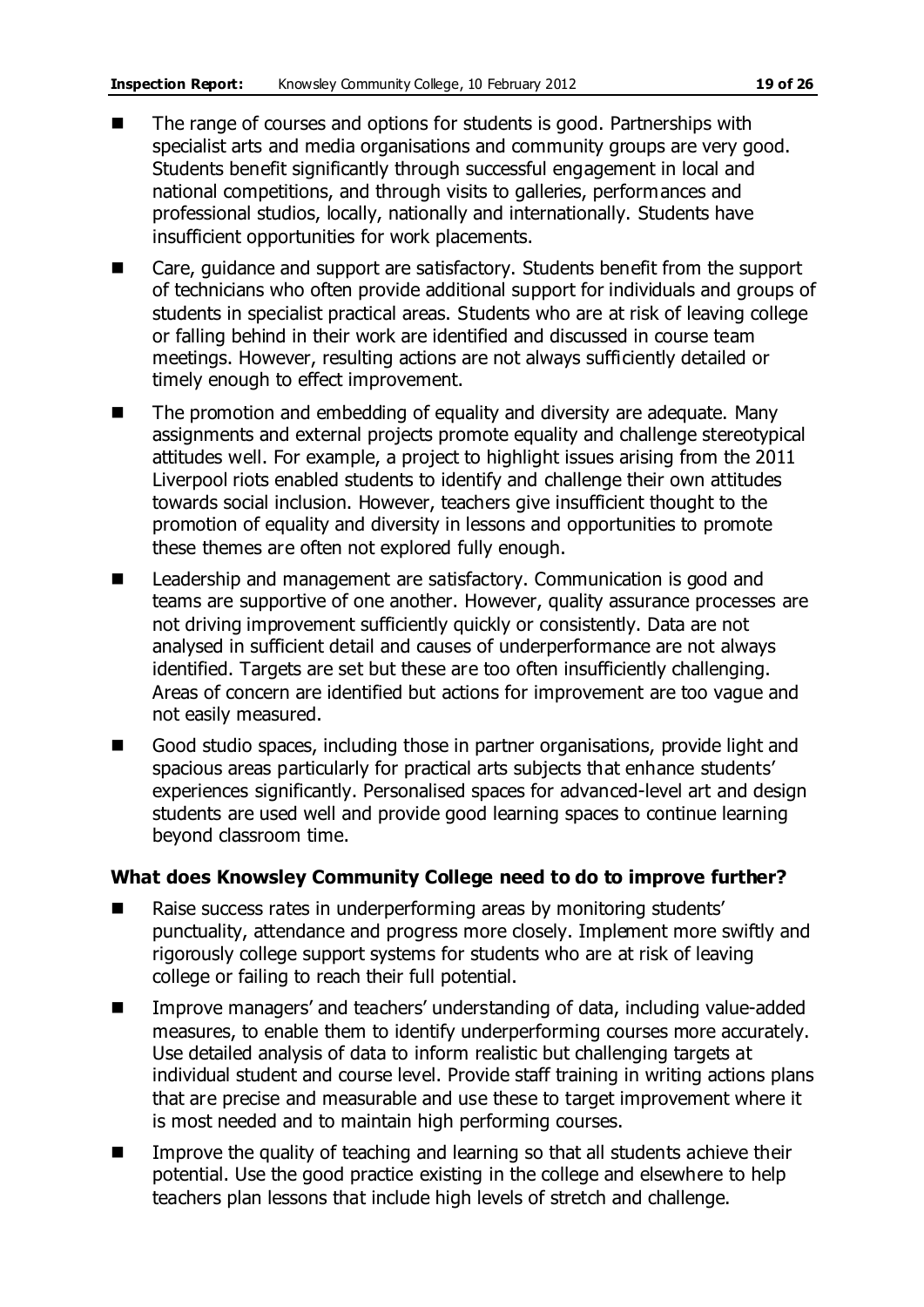- The range of courses and options for students is good. Partnerships with specialist arts and media organisations and community groups are very good. Students benefit significantly through successful engagement in local and national competitions, and through visits to galleries, performances and professional studios, locally, nationally and internationally. Students have insufficient opportunities for work placements.
- Care, guidance and support are satisfactory. Students benefit from the support of technicians who often provide additional support for individuals and groups of students in specialist practical areas. Students who are at risk of leaving college or falling behind in their work are identified and discussed in course team meetings. However, resulting actions are not always sufficiently detailed or timely enough to effect improvement.
- The promotion and embedding of equality and diversity are adequate. Many assignments and external projects promote equality and challenge stereotypical attitudes well. For example, a project to highlight issues arising from the 2011 Liverpool riots enabled students to identify and challenge their own attitudes towards social inclusion. However, teachers give insufficient thought to the promotion of equality and diversity in lessons and opportunities to promote these themes are often not explored fully enough.
- Leadership and management are satisfactory. Communication is good and teams are supportive of one another. However, quality assurance processes are not driving improvement sufficiently quickly or consistently. Data are not analysed in sufficient detail and causes of underperformance are not always identified. Targets are set but these are too often insufficiently challenging. Areas of concern are identified but actions for improvement are too vague and not easily measured.
- Good studio spaces, including those in partner organisations, provide light and spacious areas particularly for practical arts subjects that enhance students' experiences significantly. Personalised spaces for advanced-level art and design students are used well and provide good learning spaces to continue learning beyond classroom time.

### What does Knowsley Community College need to do to improve further?

- Raise success rates in underperforming areas by monitoring students' punctuality, attendance and progress more closely. Implement more swiftly and rigorously college support systems for students who are at risk of leaving college or failing to reach their full potential.
- Improve managers' and teachers' understanding of data, including value-added measures, to enable them to identify underperforming courses more accurately. Use detailed analysis of data to inform realistic but challenging targets at individual student and course level. Provide staff training in writing actions plans that are precise and measurable and use these to target improvement where it is most needed and to maintain high performing courses.
- Improve the quality of teaching and learning so that all students achieve their potential. Use the good practice existing in the college and elsewhere to help teachers plan lessons that include high levels of stretch and challenge.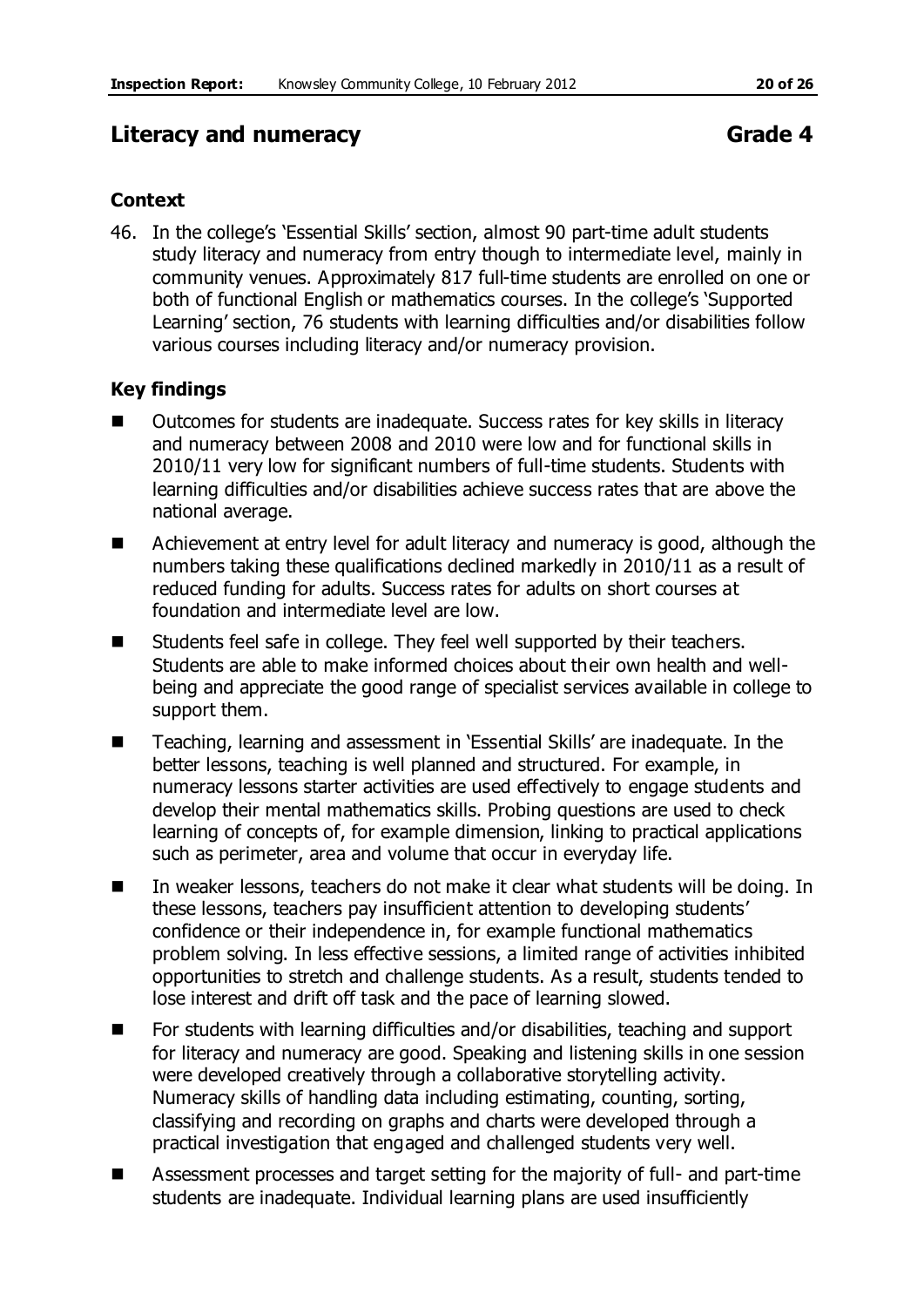## Literacy and numeracy Grade 4

### Context

46. In the college's 'Essential Skills' section, almost 90 part-time adult students study literacy and numeracy from entry though to intermediate level, mainly in community venues. Approximately 817 full-time students are enrolled on one or both of functional English or mathematics courses. In the college's 'Supported Learning' section, 76 students with learning difficulties and/or disabilities follow various courses including literacy and/or numeracy provision.

### Key findings

- Outcomes for students are inadequate. Success rates for key skills in literacy and numeracy between 2008 and 2010 were low and for functional skills in 2010/11 very low for significant numbers of full-time students. Students with learning difficulties and/or disabilities achieve success rates that are above the national average.
- Achievement at entry level for adult literacy and numeracy is good, although the numbers taking these qualifications declined markedly in 2010/11 as a result of reduced funding for adults. Success rates for adults on short courses at foundation and intermediate level are low.
- Students feel safe in college. They feel well supported by their teachers. Students are able to make informed choices about their own health and well-being and appreciate the good range of specialist services available in college to support them.
- Teaching, learning and assessment in 'Essential Skills' are inadequate. In the better lessons, teaching is well planned and structured. For example, in numeracy lessons starter activities are used effectively to engage students and develop their mental mathematics skills. Probing questions are used to check learning of concepts of, for example dimension, linking to practical applications such as perimeter, area and volume that occur in everyday life.
- In weaker lessons, teachers do not make it clear what students will be doing. In these lessons, teachers pay insufficient attention to developing students' confidence or their independence in, for example functional mathematics problem solving. In less effective sessions, a limited range of activities inhibited opportunities to stretch and challenge students. As a result, students tended to lose interest and drift off task and the pace of learning slowed.
- For students with learning difficulties and/or disabilities, teaching and support for literacy and numeracy are good. Speaking and listening skills in one session were developed creatively through a collaborative storytelling activity. Numeracy skills of handling data including estimating, counting, sorting, classifying and recording on graphs and charts were developed through a practical investigation that engaged and challenged students very well.
- Assessment processes and target setting for the majority of full- and part-time students are inadequate. Individual learning plans are used insufficiently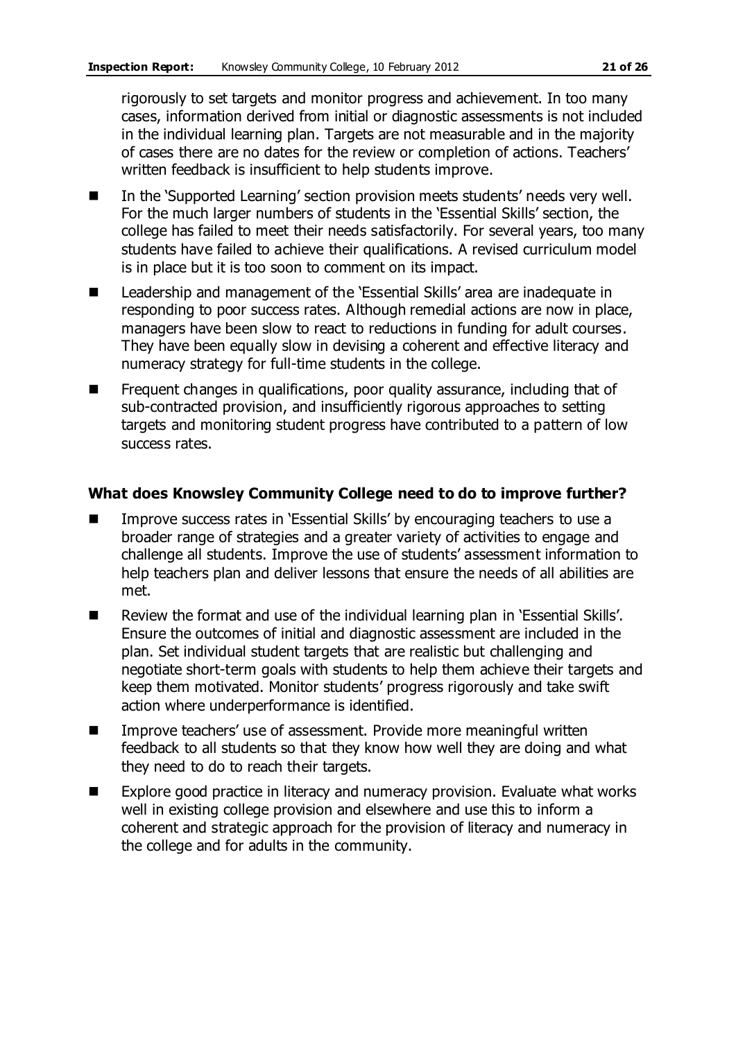rigorously to set targets and monitor progress and achievement. In too many cases, information derived from initial or diagnostic assessments is not included in the individual learning plan. Targets are not measurable and in the majority of cases there are no dates for the review or completion of actions. Teachers' written feedback is insufficient to help students improve.

- In the 'Supported Learning' section provision meets students' needs very well. For the much larger numbers of students in the 'Essential Skills' section, the college has failed to meet their needs satisfactorily. For several years, too many students have failed to achieve their qualifications. A revised curriculum model is in place but it is too soon to comment on its impact.
- Leadership and management of the 'Essential Skills' area are inadequate in responding to poor success rates. Although remedial actions are now in place, managers have been slow to react to reductions in funding for adult courses. They have been equally slow in devising a coherent and effective literacy and numeracy strategy for full-time students in the college.
- Frequent changes in qualifications, poor quality assurance, including that of sub-contracted provision, and insufficiently rigorous approaches to setting targets and monitoring student progress have contributed to a pattern of low success rates.

### What does Knowsley Community College need to do to improve further?

- Improve success rates in 'Essential Skills' by encouraging teachers to use a broader range of strategies and a greater variety of activities to engage and challenge all students. Improve the use of students' assessment information to help teachers plan and deliver lessons that ensure the needs of all abilities are met.
- Review the format and use of the individual learning plan in 'Essential Skills'. Ensure the outcomes of initial and diagnostic assessment are included in the plan. Set individual student targets that are realistic but challenging and negotiate short-term goals with students to help them achieve their targets and keep them motivated. Monitor students' progress rigorously and take swift action where underperformance is identified.
- Improve teachers' use of assessment. Provide more meaningful written feedback to all students so that they know how well they are doing and what they need to do to reach their targets.
- Explore good practice in literacy and numeracy provision. Evaluate what works well in existing college provision and elsewhere and use this to inform a coherent and strategic approach for the provision of literacy and numeracy in the college and for adults in the community.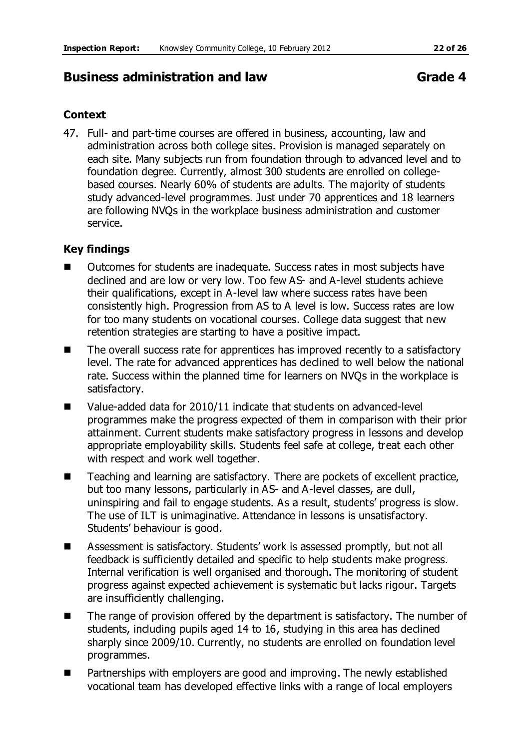## Business administration and law Grade 4

### Context

47. Full- and part-time courses are offered in business, accounting, law and administration across both college sites. Provision is managed separately on each site. Many subjects run from foundation through to advanced level and to foundation degree. Currently, almost 300 students are enrolled on college-based courses. Nearly 60% of students are adults. The majority of students study advanced-level programmes. Just under 70 apprentices and 18 learners are following NVQs in the workplace business administration and customer service.

### Key findings

- Outcomes for students are inadequate. Success rates in most subjects have declined and are low or very low. Too few AS- and A-level students achieve their qualifications, except in A-level law where success rates have been consistently high. Progression from AS to A level is low. Success rates are low for too many students on vocational courses. College data suggest that new retention strategies are starting to have a positive impact.
- The overall success rate for apprentices has improved recently to a satisfactory level. The rate for advanced apprentices has declined to well below the national rate. Success within the planned time for learners on NVQs in the workplace is satisfactory.
- Value-added data for 2010/11 indicate that students on advanced-level programmes make the progress expected of them in comparison with their prior attainment. Current students make satisfactory progress in lessons and develop appropriate employability skills. Students feel safe at college, treat each other with respect and work well together.
- Teaching and learning are satisfactory. There are pockets of excellent practice, but too many lessons, particularly in AS- and A-level classes, are dull, uninspiring and fail to engage students. As a result, students' progress is slow. The use of ILT is unimaginative. Attendance in lessons is unsatisfactory. Students' behaviour is good.
- Assessment is satisfactory. Students' work is assessed promptly, but not all feedback is sufficiently detailed and specific to help students make progress. Internal verification is well organised and thorough. The monitoring of student progress against expected achievement is systematic but lacks rigour. Targets are insufficiently challenging.
- The range of provision offered by the department is satisfactory. The number of students, including pupils aged 14 to 16, studying in this area has declined sharply since 2009/10. Currently, no students are enrolled on foundation level programmes.
- Partnerships with employers are good and improving. The newly established vocational team has developed effective links with a range of local employers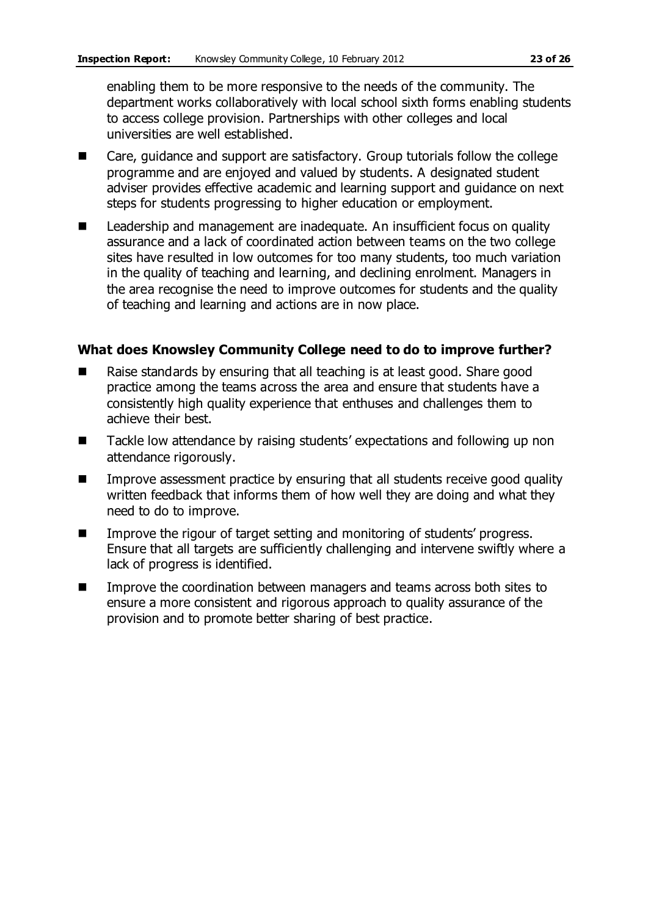enabling them to be more responsive to the needs of the community. The department works collaboratively with local school sixth forms enabling students to access college provision. Partnerships with other colleges and local universities are well established.

- Care, guidance and support are satisfactory. Group tutorials follow the college programme and are enjoyed and valued by students. A designated student adviser provides effective academic and learning support and guidance on next steps for students progressing to higher education or employment.
- Leadership and management are inadequate. An insufficient focus on quality assurance and a lack of coordinated action between teams on the two college sites have resulted in low outcomes for too many students, too much variation in the quality of teaching and learning, and declining enrolment. Managers in the area recognise the need to improve outcomes for students and the quality of teaching and learning and actions are in now place.

### What does Knowsley Community College need to do to improve further?

- Raise standards by ensuring that all teaching is at least good. Share good practice among the teams across the area and ensure that students have a consistently high quality experience that enthuses and challenges them to achieve their best.
- Tackle low attendance by raising students' expectations and following up non attendance rigorously.
- Improve assessment practice by ensuring that all students receive good quality written feedback that informs them of how well they are doing and what they need to do to improve.
- Improve the rigour of target setting and monitoring of students' progress. Ensure that all targets are sufficiently challenging and intervene swiftly where a lack of progress is identified.
- Improve the coordination between managers and teams across both sites to ensure a more consistent and rigorous approach to quality assurance of the provision and to promote better sharing of best practice.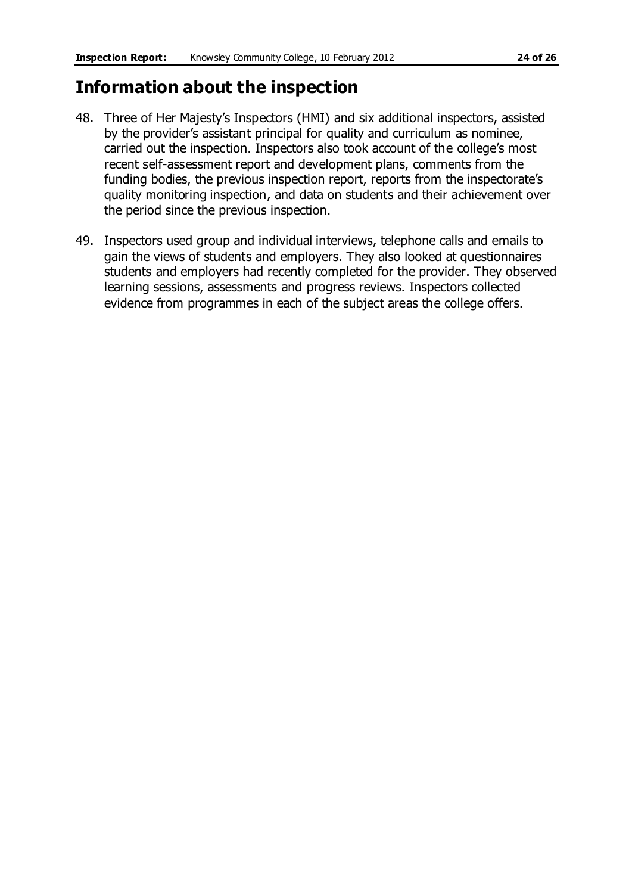# Information about the inspection

48. Three of Her Majesty's Inspectors (HMI) and six additional inspectors, assisted by the provider's assistant principal for quality and curriculum as nominee, carried out the inspection. Inspectors also took account of the college's most recent self-assessment report and development plans, comments from the funding bodies, the previous inspection report, reports from the inspectorate's quality monitoring inspection, and data on students and their achievement over the period since the previous inspection.

49. Inspectors used group and individual interviews, telephone calls and emails to gain the views of students and employers. They also looked at questionnaires students and employers had recently completed for the provider. They observed learning sessions, assessments and progress reviews. Inspectors collected evidence from programmes in each of the subject areas the college offers.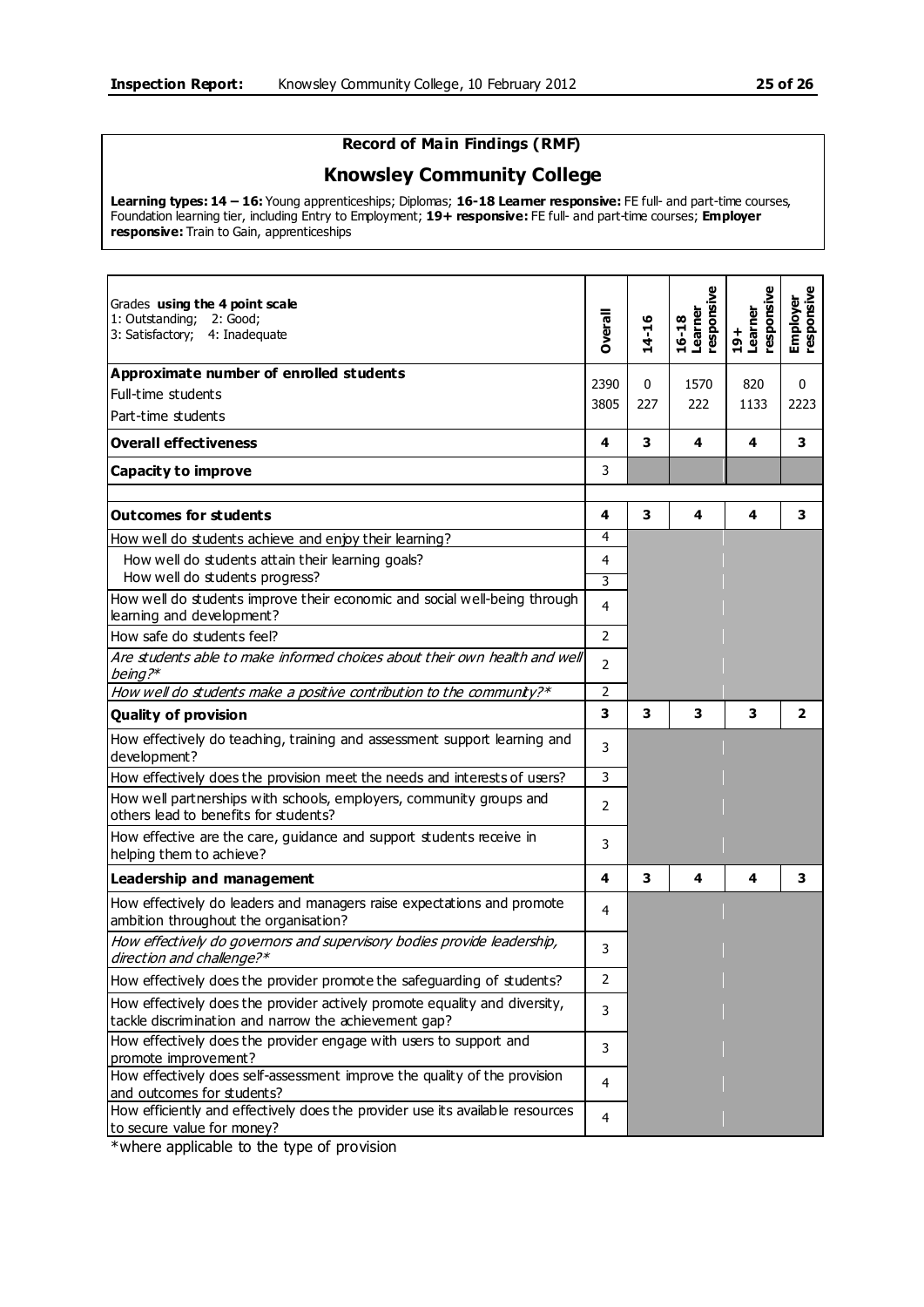## Record of Main Findings (RMF)

## Knowsley Community College

**Learning types: 14 – 16:** Young apprenticeships; Diplomas; **16-18 Learner responsive:** FE full- and part-time courses, Foundation learning tier, including Entry to Employment; **19+ responsive:** FE full- and part-time courses; **Employer responsive:** Train to Gain, apprenticeships

| Grades **using the 4 point scale** 1: Outstanding; 2: Good; 3: Satisfactory; 4: Inadequate | **Overall** | **14-16** | **16-18 Learner responsive** | **19+ Learner responsive** | **Employer responsive** |
|---|---|---|---|---|---|
| **Approximate number of enrolled students** | | | | | |
| Full-time students | 2390 | 0 | 1570 | 820 | 0 |
| Part-time students | 3805 | 227 | 222 | 1133 | 2223 |
| **Overall effectiveness** | **4** | **3** | **4** | **4** | **3** |
| **Capacity to improve** | 3 | | | | |
| | | | | | |
| **Outcomes for students** | **4** | **3** | **4** | **4** | **3** |
| How well do students achieve and enjoy their learning? | 4 | | | | |
| How well do students attain their learning goals? | 4 | | | | |
| How well do students progress? | 3 | | | | |
| How well do students improve their economic and social well-being through learning and development? | 4 | | | | |
| How safe do students feel? | 2 | | | | |
| *Are students able to make informed choices about their own health and well being?\** | 2 | | | | |
| *How well do students make a positive contribution to the community?\** | 2 | | | | |
| **Quality of provision** | **3** | **3** | **3** | **3** | **2** |
| How effectively do teaching, training and assessment support learning and development? | 3 | | | | |
| How effectively does the provision meet the needs and interests of users? | 3 | | | | |
| How well partnerships with schools, employers, community groups and others lead to benefits for students? | 2 | | | | |
| How effective are the care, guidance and support students receive in helping them to achieve? | 3 | | | | |
| **Leadership and management** | **4** | **3** | **4** | **4** | **3** |
| How effectively do leaders and managers raise expectations and promote ambition throughout the organisation? | 4 | | | | |
| *How effectively do governors and supervisory bodies provide leadership, direction and challenge?\** | 3 | | | | |
| How effectively does the provider promote the safeguarding of students? | 2 | | | | |
| How effectively does the provider actively promote equality and diversity, tackle discrimination and narrow the achievement gap? | 3 | | | | |
| How effectively does the provider engage with users to support and promote improvement? | 3 | | | | |
| How effectively does self-assessment improve the quality of the provision and outcomes for students? | 4 | | | | |
| How efficiently and effectively does the provider use its available resources to secure value for money? | 4 | | | | |

*where applicable to the type of provision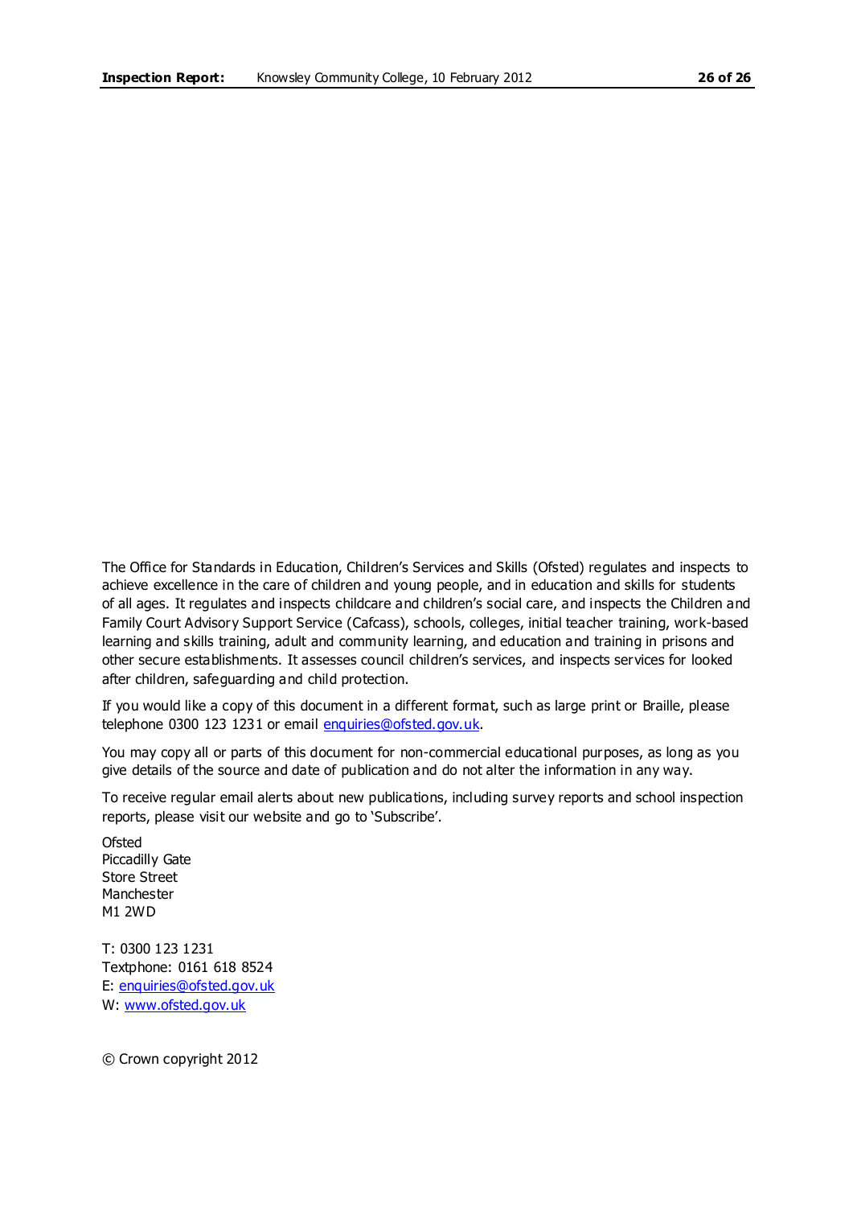The Office for Standards in Education, Children's Services and Skills (Ofsted) regulates and inspects to achieve excellence in the care of children and young people, and in education and skills for students of all ages. It regulates and inspects childcare and children's social care, and inspects the Children and Family Court Advisory Support Service (Cafcass), schools, colleges, initial teacher training, work-based learning and skills training, adult and community learning, and education and training in prisons and other secure establishments. It assesses council children's services, and inspects services for looked after children, safeguarding and child protection.

If you would like a copy of this document in a different format, such as large print or Braille, please telephone 0300 123 1231 or email enquiries@ofsted.gov.uk.

You may copy all or parts of this document for non-commercial educational purposes, as long as you give details of the source and date of publication and do not alter the information in any way.

To receive regular email alerts about new publications, including survey reports and school inspection reports, please visit our website and go to 'Subscribe'.

Ofsted
Piccadilly Gate
Store Street
Manchester
M1 2WD

T: 0300 123 1231
Textphone: 0161 618 8524
E: enquiries@ofsted.gov.uk
W: www.ofsted.gov.uk

© Crown copyright 2012